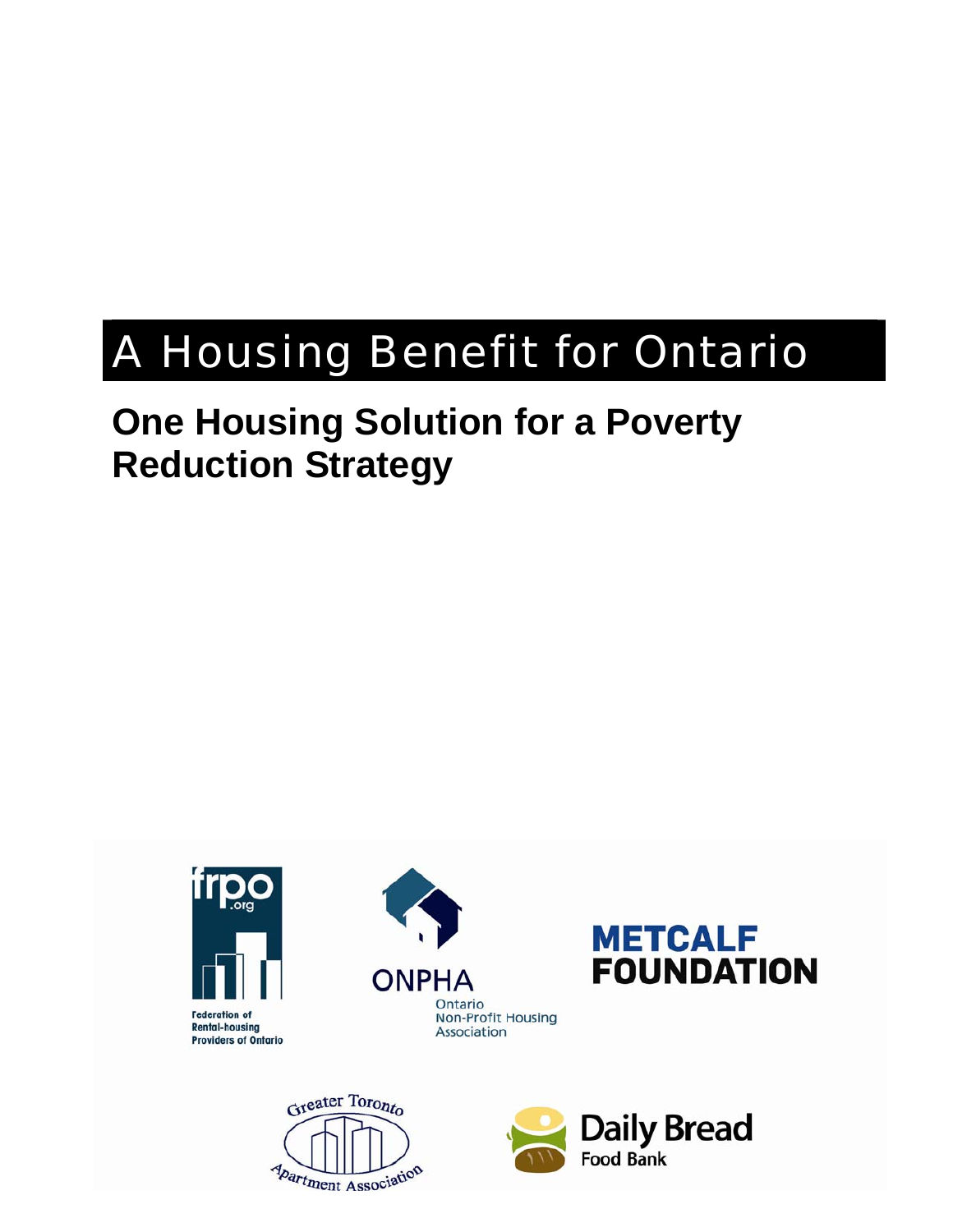# A Housing Benefit for Ontario

## One Housing Solution for a Poverty Reduction Strategy

frpo.org

Federation of Rental-housing Providers of Ontario

ONPHA

Ontario Non-Profit Housing Association

METCALF FOUNDATION

Greater Toronto Apartment Association

Daily Bread Food Bank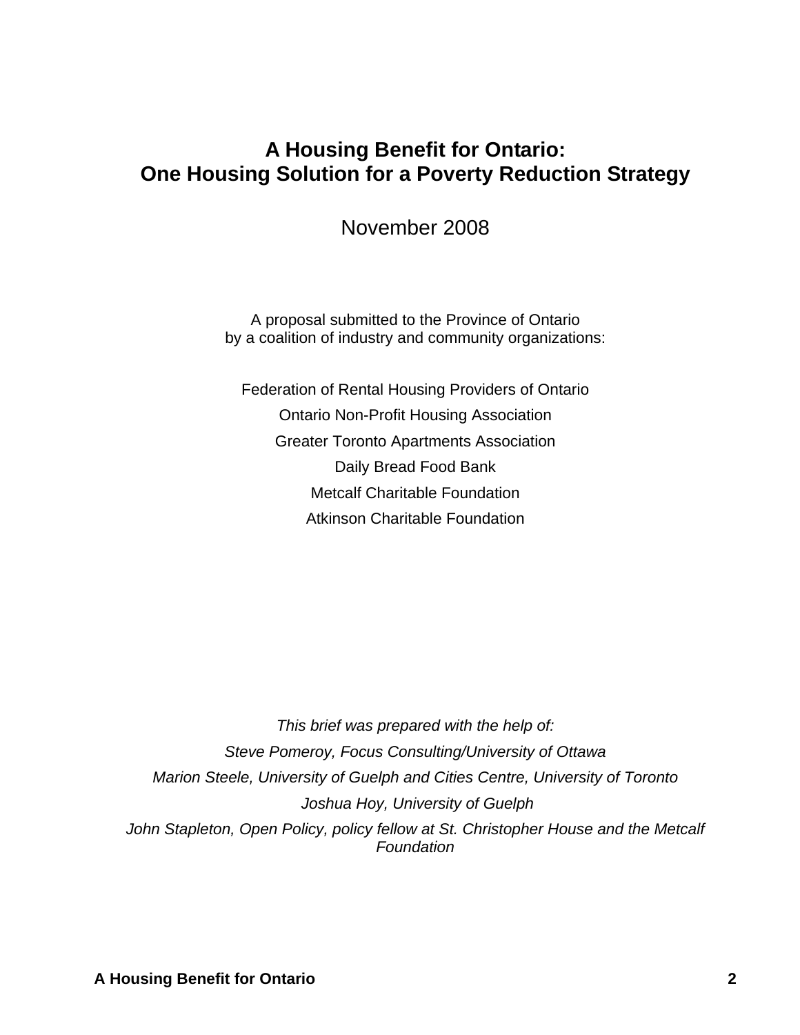# A Housing Benefit for Ontario: One Housing Solution for a Poverty Reduction Strategy

November 2008

A proposal submitted to the Province of Ontario
by a coalition of industry and community organizations:

Federation of Rental Housing Providers of Ontario

Ontario Non-Profit Housing Association

Greater Toronto Apartments Association

Daily Bread Food Bank

Metcalf Charitable Foundation

Atkinson Charitable Foundation

*This brief was prepared with the help of:*

*Steve Pomeroy, Focus Consulting/University of Ottawa*

*Marion Steele, University of Guelph and Cities Centre, University of Toronto*

*Joshua Hoy, University of Guelph*

*John Stapleton, Open Policy, policy fellow at St. Christopher House and the Metcalf Foundation*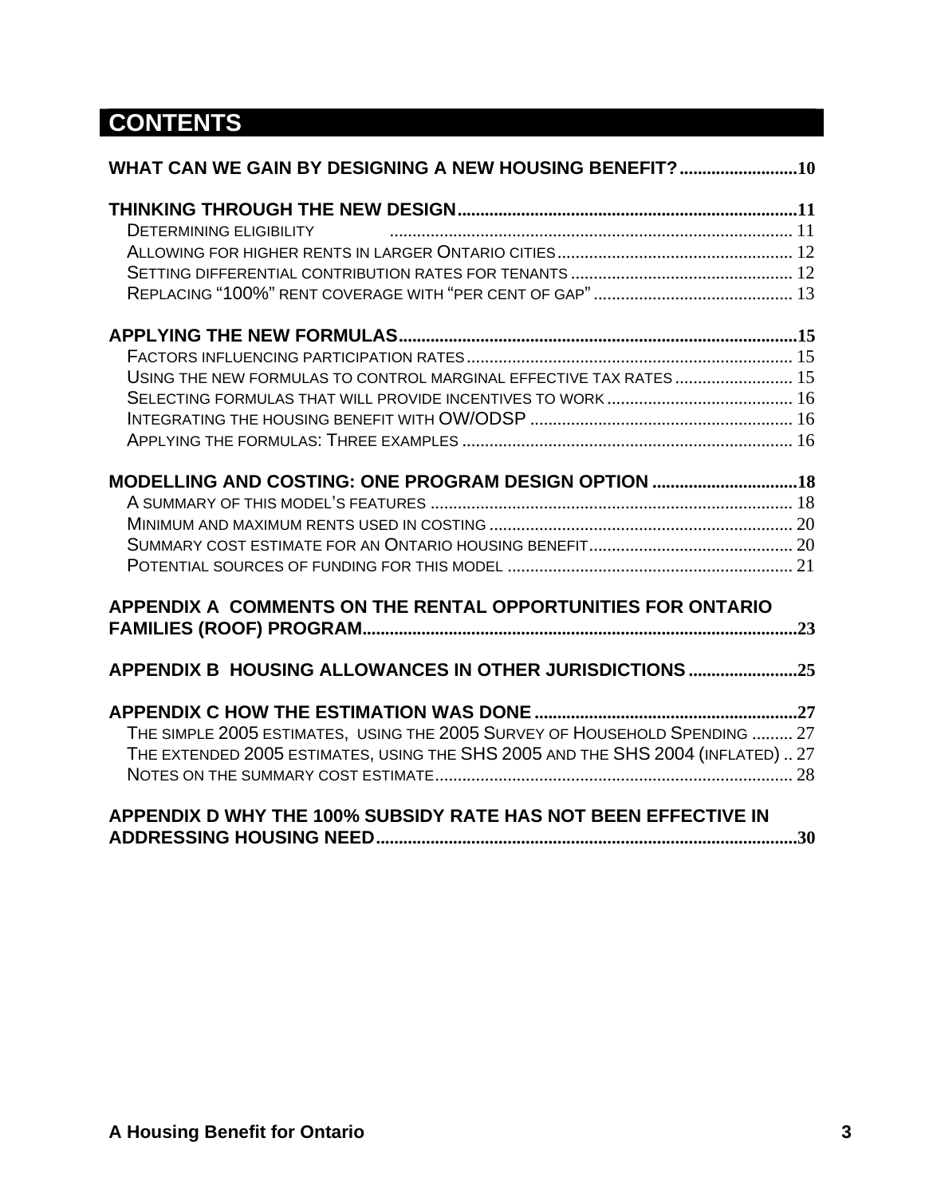# CONTENTS

**WHAT CAN WE GAIN BY DESIGNING A NEW HOUSING BENEFIT?** .......... 10

**THINKING THROUGH THE NEW DESIGN** .......... 11
- Determining eligibility .......... 11
- Allowing for higher rents in larger Ontario cities .......... 12
- Setting differential contribution rates for tenants .......... 12
- Replacing "100%" rent coverage with "per cent of gap" .......... 13

**APPLYING THE NEW FORMULAS** .......... 15
- Factors influencing participation rates .......... 15
- Using the new formulas to control marginal effective tax rates .......... 15
- Selecting formulas that will provide incentives to work .......... 16
- Integrating the housing benefit with OW/ODSP .......... 16
- Applying the formulas: Three examples .......... 16

**MODELLING AND COSTING: ONE PROGRAM DESIGN OPTION** .......... 18
- A summary of this model's features .......... 18
- Minimum and maximum rents used in costing .......... 20
- Summary cost estimate for an Ontario housing benefit .......... 20
- Potential sources of funding for this model .......... 21

**APPENDIX A COMMENTS ON THE RENTAL OPPORTUNITIES FOR ONTARIO FAMILIES (ROOF) PROGRAM** .......... 23

**APPENDIX B HOUSING ALLOWANCES IN OTHER JURISDICTIONS** .......... 25

**APPENDIX C HOW THE ESTIMATION WAS DONE** .......... 27
- The simple 2005 estimates, using the 2005 Survey of Household Spending .......... 27
- The extended 2005 estimates, using the SHS 2005 and the SHS 2004 (inflated) .......... 27
- Notes on the summary cost estimate .......... 28

**APPENDIX D WHY THE 100% SUBSIDY RATE HAS NOT BEEN EFFECTIVE IN ADDRESSING HOUSING NEED** .......... 30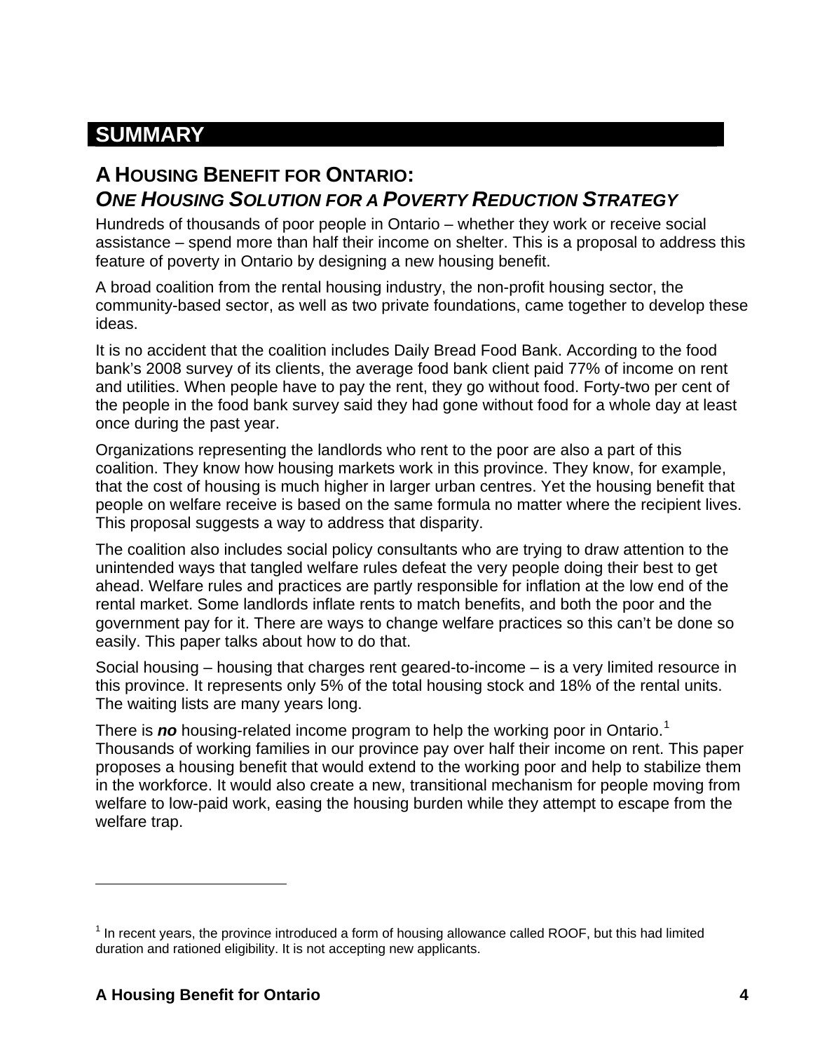# SUMMARY

## A HOUSING BENEFIT FOR ONTARIO:
## *ONE HOUSING SOLUTION FOR A POVERTY REDUCTION STRATEGY*

Hundreds of thousands of poor people in Ontario – whether they work or receive social assistance – spend more than half their income on shelter. This is a proposal to address this feature of poverty in Ontario by designing a new housing benefit.

A broad coalition from the rental housing industry, the non-profit housing sector, the community-based sector, as well as two private foundations, came together to develop these ideas.

It is no accident that the coalition includes Daily Bread Food Bank. According to the food bank's 2008 survey of its clients, the average food bank client paid 77% of income on rent and utilities. When people have to pay the rent, they go without food. Forty-two per cent of the people in the food bank survey said they had gone without food for a whole day at least once during the past year.

Organizations representing the landlords who rent to the poor are also a part of this coalition. They know how housing markets work in this province. They know, for example, that the cost of housing is much higher in larger urban centres. Yet the housing benefit that people on welfare receive is based on the same formula no matter where the recipient lives. This proposal suggests a way to address that disparity.

The coalition also includes social policy consultants who are trying to draw attention to the unintended ways that tangled welfare rules defeat the very people doing their best to get ahead. Welfare rules and practices are partly responsible for inflation at the low end of the rental market. Some landlords inflate rents to match benefits, and both the poor and the government pay for it. There are ways to change welfare practices so this can't be done so easily. This paper talks about how to do that.

Social housing – housing that charges rent geared-to-income – is a very limited resource in this province. It represents only 5% of the total housing stock and 18% of the rental units. The waiting lists are many years long.

There is ***no*** housing-related income program to help the working poor in Ontario.[1] Thousands of working families in our province pay over half their income on rent. This paper proposes a housing benefit that would extend to the working poor and help to stabilize them in the workforce. It would also create a new, transitional mechanism for people moving from welfare to low-paid work, easing the housing burden while they attempt to escape from the welfare trap.

---

[1] In recent years, the province introduced a form of housing allowance called ROOF, but this had limited duration and rationed eligibility. It is not accepting new applicants.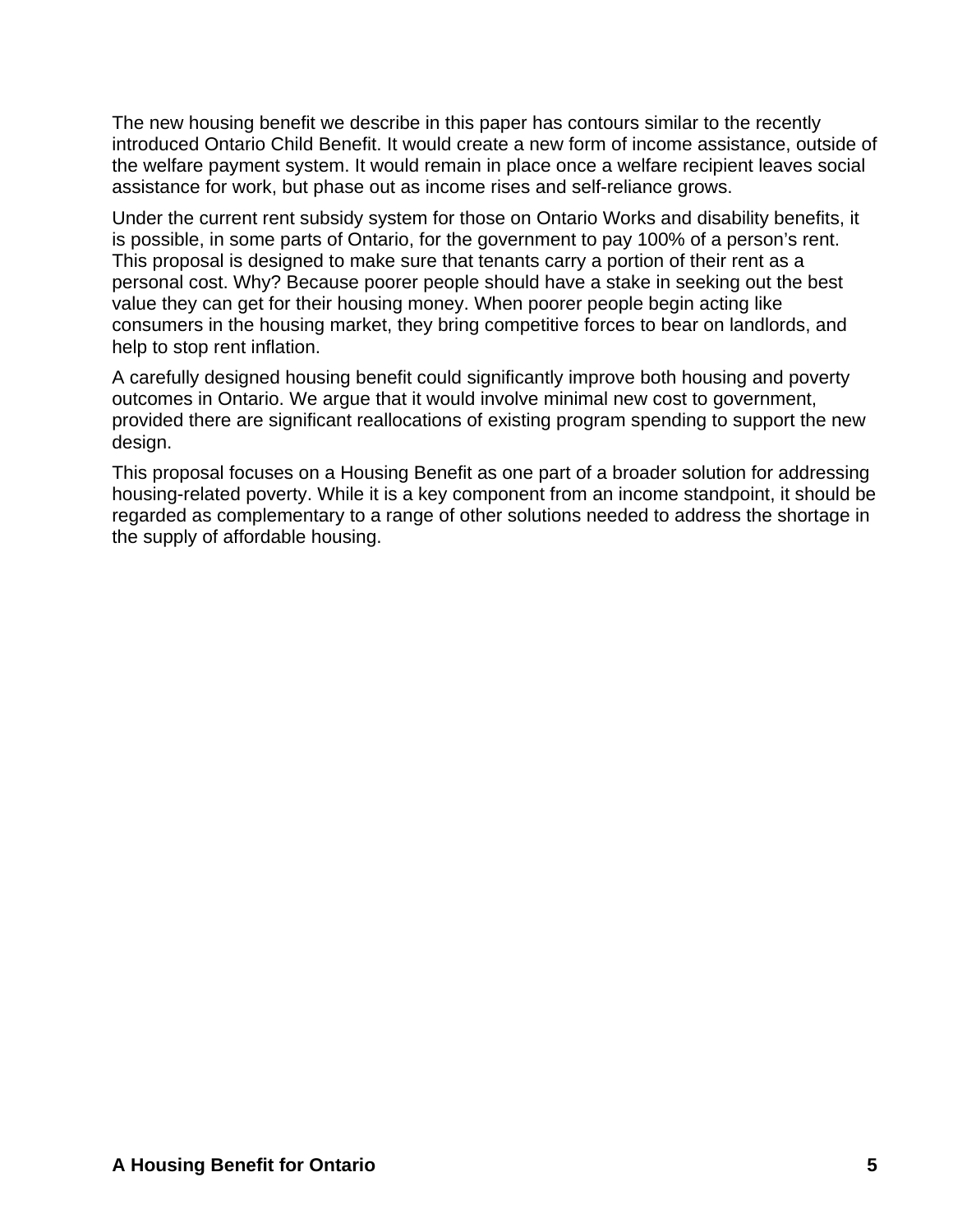The new housing benefit we describe in this paper has contours similar to the recently introduced Ontario Child Benefit. It would create a new form of income assistance, outside of the welfare payment system. It would remain in place once a welfare recipient leaves social assistance for work, but phase out as income rises and self-reliance grows.

Under the current rent subsidy system for those on Ontario Works and disability benefits, it is possible, in some parts of Ontario, for the government to pay 100% of a person's rent. This proposal is designed to make sure that tenants carry a portion of their rent as a personal cost. Why? Because poorer people should have a stake in seeking out the best value they can get for their housing money. When poorer people begin acting like consumers in the housing market, they bring competitive forces to bear on landlords, and help to stop rent inflation.

A carefully designed housing benefit could significantly improve both housing and poverty outcomes in Ontario. We argue that it would involve minimal new cost to government, provided there are significant reallocations of existing program spending to support the new design.

This proposal focuses on a Housing Benefit as one part of a broader solution for addressing housing-related poverty. While it is a key component from an income standpoint, it should be regarded as complementary to a range of other solutions needed to address the shortage in the supply of affordable housing.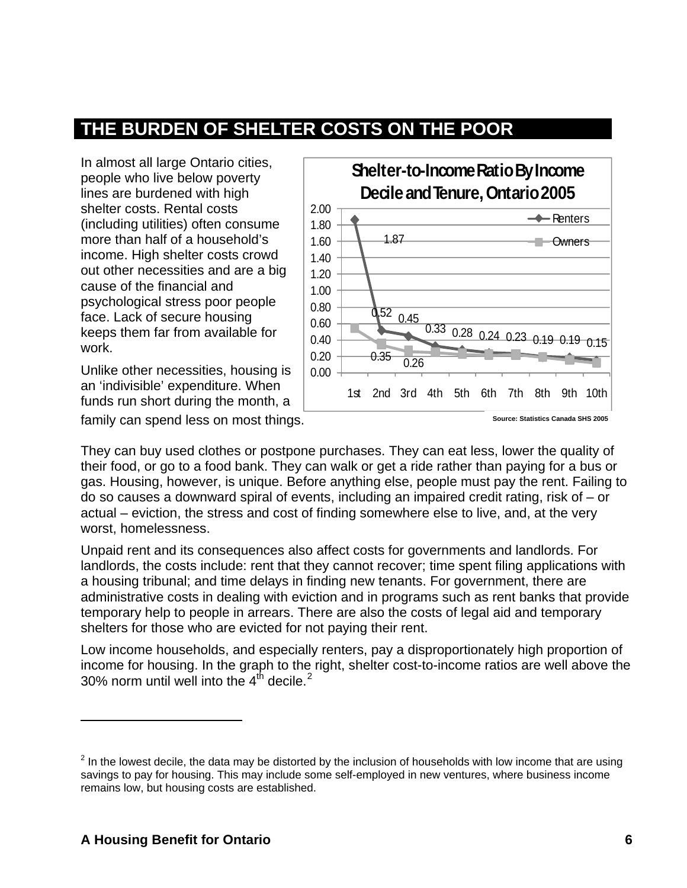## THE BURDEN OF SHELTER COSTS ON THE POOR

In almost all large Ontario cities, people who live below poverty lines are burdened with high shelter costs. Rental costs (including utilities) often consume more than half of a household's income. High shelter costs crowd out other necessities and are a big cause of the financial and psychological stress poor people face. Lack of secure housing keeps them far from available for work.

Shelter-to-Income Ratio By Income Decile and Tenure, Ontario 2005

2.00
1.80
1.60
1.40
1.20
1.00
0.80
0.60
0.40
0.20
0.00

Renters
Owners

1.87
0.52
0.45
0.33
0.28
0.24
0.23
0.19
0.19
0.15
0.35
0.26

1st 2nd 3rd 4th 5th 6th 7th 8th 9th 10th

Source: Statistics Canada SHS 2005

Unlike other necessities, housing is an 'indivisible' expenditure. When funds run short during the month, a family can spend less on most things. They can buy used clothes or postpone purchases. They can eat less, lower the quality of their food, or go to a food bank. They can walk or get a ride rather than paying for a bus or gas. Housing, however, is unique. Before anything else, people must pay the rent. Failing to do so causes a downward spiral of events, including an impaired credit rating, risk of – or actual – eviction, the stress and cost of finding somewhere else to live, and, at the very worst, homelessness.

Unpaid rent and its consequences also affect costs for governments and landlords. For landlords, the costs include: rent that they cannot recover; time spent filing applications with a housing tribunal; and time delays in finding new tenants. For government, there are administrative costs in dealing with eviction and in programs such as rent banks that provide temporary help to people in arrears. There are also the costs of legal aid and temporary shelters for those who are evicted for not paying their rent.

Low income households, and especially renters, pay a disproportionately high proportion of income for housing. In the graph to the right, shelter cost-to-income ratios are well above the 30% norm until well into the 4th decile.[2]

[2] In the lowest decile, the data may be distorted by the inclusion of households with low income that are using savings to pay for housing. This may include some self-employed in new ventures, where business income remains low, but housing costs are established.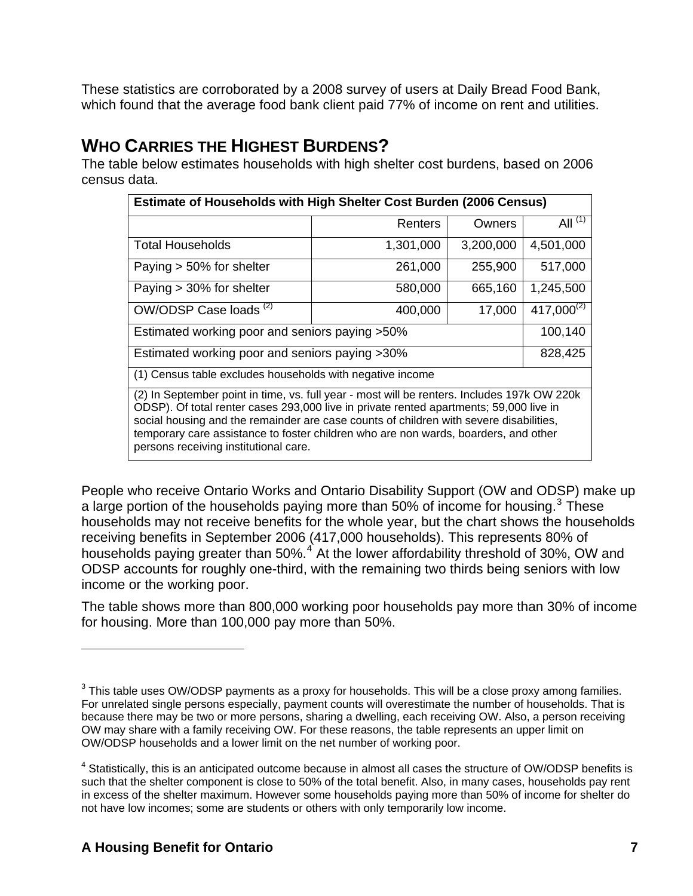These statistics are corroborated by a 2008 survey of users at Daily Bread Food Bank, which found that the average food bank client paid 77% of income on rent and utilities.

## WHO CARRIES THE HIGHEST BURDENS?

The table below estimates households with high shelter cost burdens, based on 2006 census data.

| Estimate of Households with High Shelter Cost Burden (2006 Census) | | | |
|---|---|---|---|
| | Renters | Owners | All [(1)] |
| Total Households | 1,301,000 | 3,200,000 | 4,501,000 |
| Paying > 50% for shelter | 261,000 | 255,900 | 517,000 |
| Paying > 30% for shelter | 580,000 | 665,160 | 1,245,500 |
| OW/ODSP Case loads [(2)] | 400,000 | 17,000 | 417,000[(2)] |
| Estimated working poor and seniors paying >50% | | | 100,140 |
| Estimated working poor and seniors paying >30% | | | 828,425 |
| (1) Census table excludes households with negative income | | | |
| (2) In September point in time, vs. full year - most will be renters. Includes 197k OW 220k ODSP). Of total renter cases 293,000 live in private rented apartments; 59,000 live in social housing and the remainder are case counts of children with severe disabilities, temporary care assistance to foster children who are non wards, boarders, and other persons receiving institutional care. | | | |

People who receive Ontario Works and Ontario Disability Support (OW and ODSP) make up a large portion of the households paying more than 50% of income for housing.[3] These households may not receive benefits for the whole year, but the chart shows the households receiving benefits in September 2006 (417,000 households). This represents 80% of households paying greater than 50%.[4] At the lower affordability threshold of 30%, OW and ODSP accounts for roughly one-third, with the remaining two thirds being seniors with low income or the working poor.

The table shows more than 800,000 working poor households pay more than 30% of income for housing. More than 100,000 pay more than 50%.

---

[3] This table uses OW/ODSP payments as a proxy for households. This will be a close proxy among families. For unrelated single persons especially, payment counts will overestimate the number of households. That is because there may be two or more persons, sharing a dwelling, each receiving OW. Also, a person receiving OW may share with a family receiving OW. For these reasons, the table represents an upper limit on OW/ODSP households and a lower limit on the net number of working poor.

[4] Statistically, this is an anticipated outcome because in almost all cases the structure of OW/ODSP benefits is such that the shelter component is close to 50% of the total benefit. Also, in many cases, households pay rent in excess of the shelter maximum. However some households paying more than 50% of income for shelter do not have low incomes; some are students or others with only temporarily low income.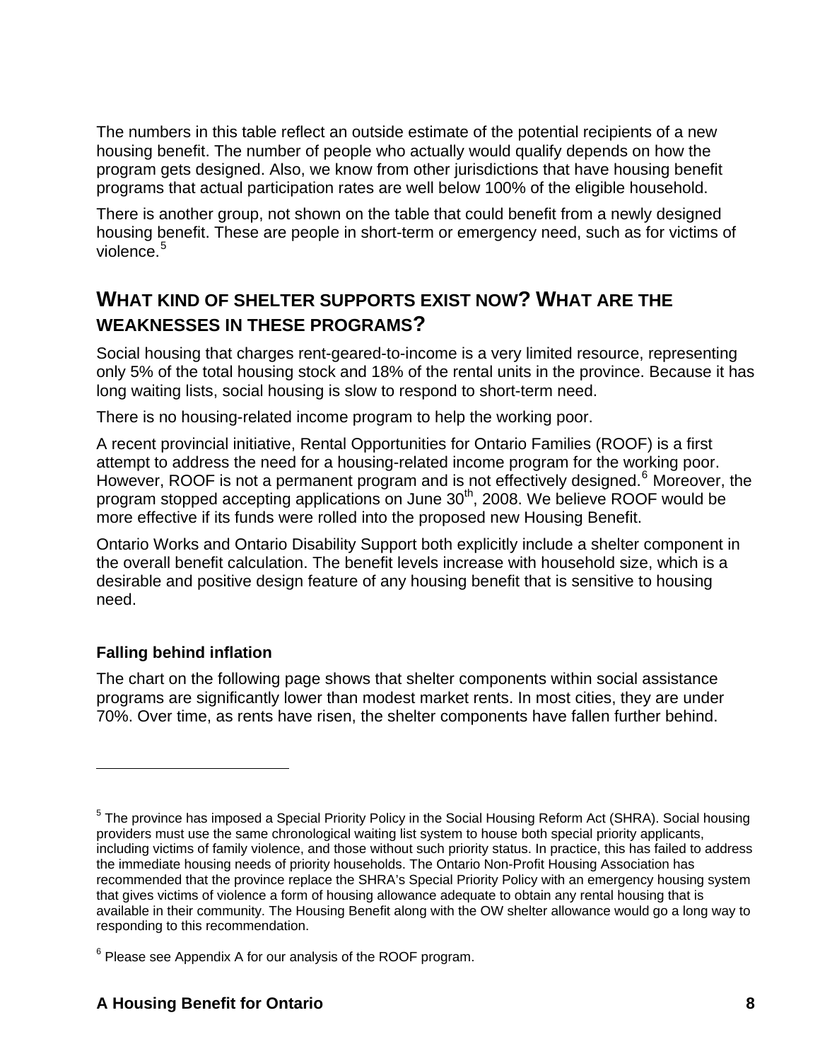The numbers in this table reflect an outside estimate of the potential recipients of a new housing benefit. The number of people who actually would qualify depends on how the program gets designed. Also, we know from other jurisdictions that have housing benefit programs that actual participation rates are well below 100% of the eligible household.

There is another group, not shown on the table that could benefit from a newly designed housing benefit. These are people in short-term or emergency need, such as for victims of violence.[5]

## WHAT KIND OF SHELTER SUPPORTS EXIST NOW? WHAT ARE THE WEAKNESSES IN THESE PROGRAMS?

Social housing that charges rent-geared-to-income is a very limited resource, representing only 5% of the total housing stock and 18% of the rental units in the province. Because it has long waiting lists, social housing is slow to respond to short-term need.

There is no housing-related income program to help the working poor.

A recent provincial initiative, Rental Opportunities for Ontario Families (ROOF) is a first attempt to address the need for a housing-related income program for the working poor. However, ROOF is not a permanent program and is not effectively designed.[6] Moreover, the program stopped accepting applications on June 30th, 2008. We believe ROOF would be more effective if its funds were rolled into the proposed new Housing Benefit.

Ontario Works and Ontario Disability Support both explicitly include a shelter component in the overall benefit calculation. The benefit levels increase with household size, which is a desirable and positive design feature of any housing benefit that is sensitive to housing need.

### Falling behind inflation

The chart on the following page shows that shelter components within social assistance programs are significantly lower than modest market rents. In most cities, they are under 70%. Over time, as rents have risen, the shelter components have fallen further behind.

---

[5] The province has imposed a Special Priority Policy in the Social Housing Reform Act (SHRA). Social housing providers must use the same chronological waiting list system to house both special priority applicants, including victims of family violence, and those without such priority status. In practice, this has failed to address the immediate housing needs of priority households. The Ontario Non-Profit Housing Association has recommended that the province replace the SHRA's Special Priority Policy with an emergency housing system that gives victims of violence a form of housing allowance adequate to obtain any rental housing that is available in their community. The Housing Benefit along with the OW shelter allowance would go a long way to responding to this recommendation.

[6] Please see Appendix A for our analysis of the ROOF program.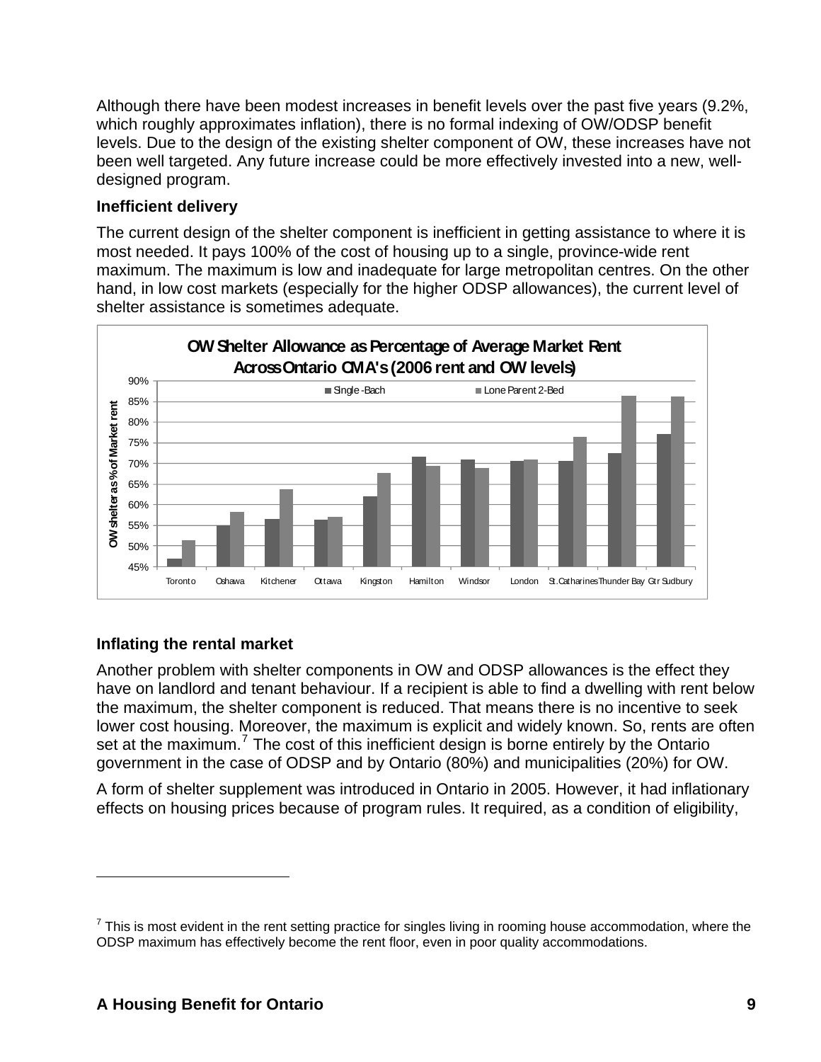Although there have been modest increases in benefit levels over the past five years (9.2%, which roughly approximates inflation), there is no formal indexing of OW/ODSP benefit levels. Due to the design of the existing shelter component of OW, these increases have not been well targeted. Any future increase could be more effectively invested into a new, well-designed program.

**Inefficient delivery**

The current design of the shelter component is inefficient in getting assistance to where it is most needed. It pays 100% of the cost of housing up to a single, province-wide rent maximum. The maximum is low and inadequate for large metropolitan centres. On the other hand, in low cost markets (especially for the higher ODSP allowances), the current level of shelter assistance is sometimes adequate.

OW Shelter Allowance as Percentage of Average Market Rent Across Ontario CMA's (2006 rent and OW levels)

OW shelter as % of Market rent

90%
85%
80%
75%
70%
65%
60%
55%
50%
45%

Single -Bach
Lone Parent 2-Bed

Toronto
Oshawa
Kitchener
Ottawa
Kingston
Hamilton
Windsor
London
St.Catharines
Thunder Bay
Gtr Sudbury

**Inflating the rental market**

Another problem with shelter components in OW and ODSP allowances is the effect they have on landlord and tenant behaviour. If a recipient is able to find a dwelling with rent below the maximum, the shelter component is reduced. That means there is no incentive to seek lower cost housing. Moreover, the maximum is explicit and widely known. So, rents are often set at the maximum.[7] The cost of this inefficient design is borne entirely by the Ontario government in the case of ODSP and by Ontario (80%) and municipalities (20%) for OW.

A form of shelter supplement was introduced in Ontario in 2005. However, it had inflationary effects on housing prices because of program rules. It required, as a condition of eligibility,

[7] This is most evident in the rent setting practice for singles living in rooming house accommodation, where the ODSP maximum has effectively become the rent floor, even in poor quality accommodations.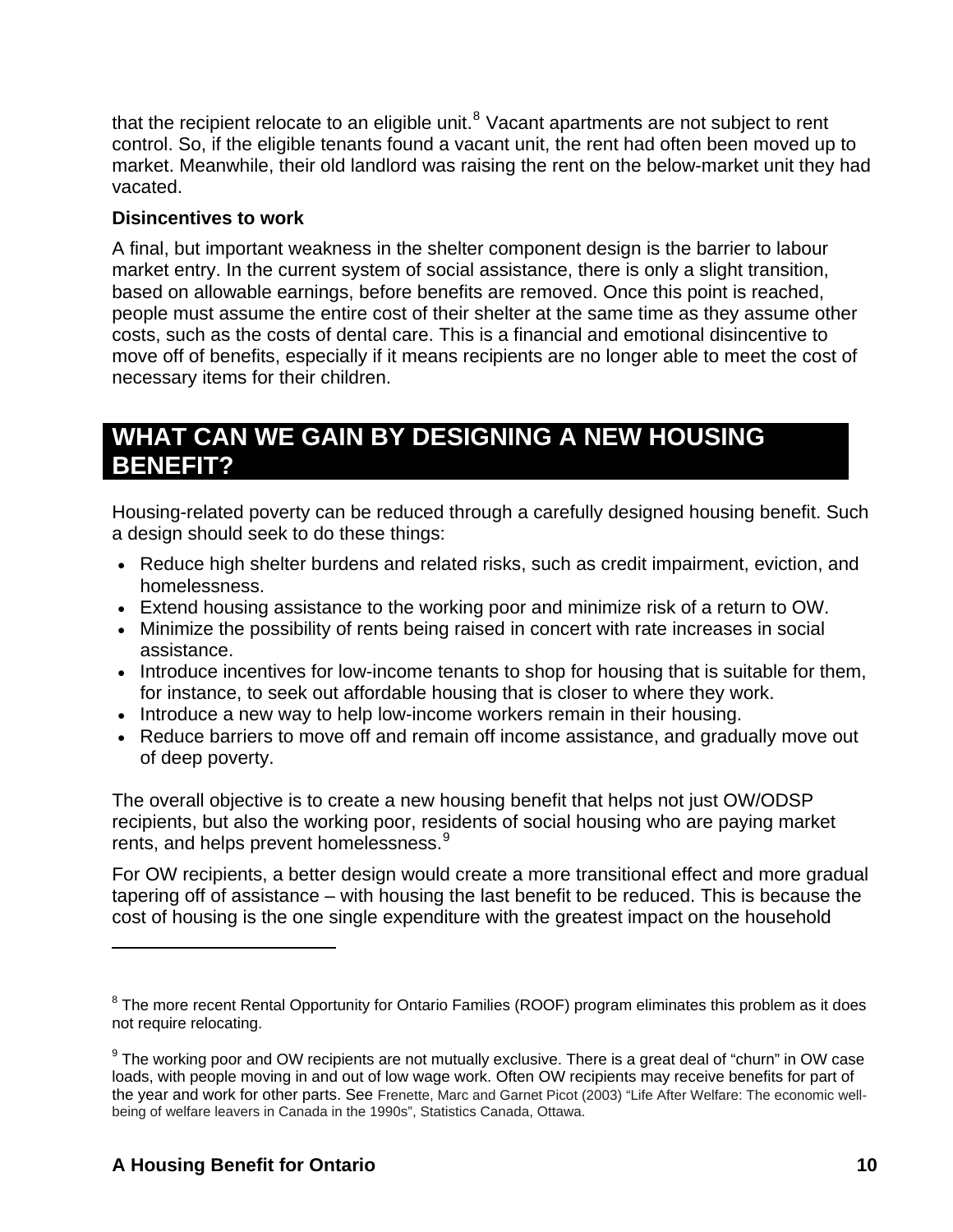that the recipient relocate to an eligible unit.[8] Vacant apartments are not subject to rent control. So, if the eligible tenants found a vacant unit, the rent had often been moved up to market. Meanwhile, their old landlord was raising the rent on the below-market unit they had vacated.

**Disincentives to work**

A final, but important weakness in the shelter component design is the barrier to labour market entry. In the current system of social assistance, there is only a slight transition, based on allowable earnings, before benefits are removed. Once this point is reached, people must assume the entire cost of their shelter at the same time as they assume other costs, such as the costs of dental care. This is a financial and emotional disincentive to move off of benefits, especially if it means recipients are no longer able to meet the cost of necessary items for their children.

## WHAT CAN WE GAIN BY DESIGNING A NEW HOUSING BENEFIT?

Housing-related poverty can be reduced through a carefully designed housing benefit. Such a design should seek to do these things:

- Reduce high shelter burdens and related risks, such as credit impairment, eviction, and homelessness.
- Extend housing assistance to the working poor and minimize risk of a return to OW.
- Minimize the possibility of rents being raised in concert with rate increases in social assistance.
- Introduce incentives for low-income tenants to shop for housing that is suitable for them, for instance, to seek out affordable housing that is closer to where they work.
- Introduce a new way to help low-income workers remain in their housing.
- Reduce barriers to move off and remain off income assistance, and gradually move out of deep poverty.

The overall objective is to create a new housing benefit that helps not just OW/ODSP recipients, but also the working poor, residents of social housing who are paying market rents, and helps prevent homelessness.[9]

For OW recipients, a better design would create a more transitional effect and more gradual tapering off of assistance – with housing the last benefit to be reduced. This is because the cost of housing is the one single expenditure with the greatest impact on the household

---

[8] The more recent Rental Opportunity for Ontario Families (ROOF) program eliminates this problem as it does not require relocating.

[9] The working poor and OW recipients are not mutually exclusive. There is a great deal of "churn" in OW case loads, with people moving in and out of low wage work. Often OW recipients may receive benefits for part of the year and work for other parts. See Frenette, Marc and Garnet Picot (2003) "Life After Welfare: The economic well-being of welfare leavers in Canada in the 1990s", Statistics Canada, Ottawa.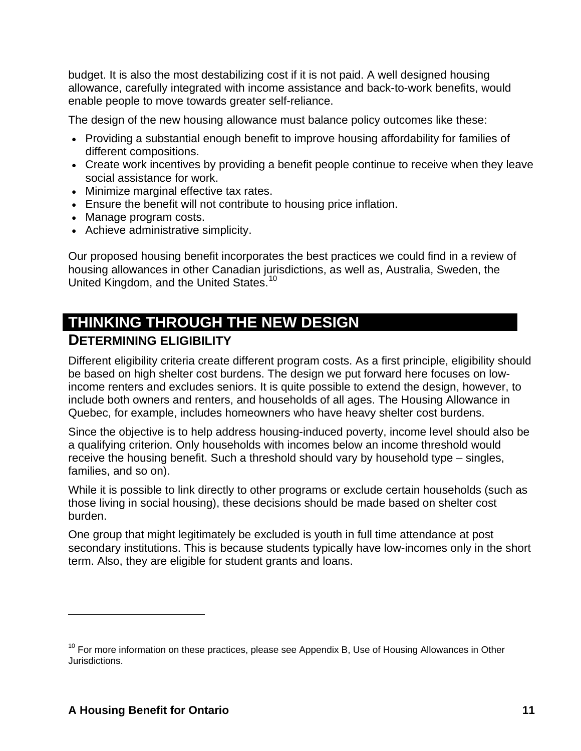budget. It is also the most destabilizing cost if it is not paid. A well designed housing allowance, carefully integrated with income assistance and back-to-work benefits, would enable people to move towards greater self-reliance.

The design of the new housing allowance must balance policy outcomes like these:

- Providing a substantial enough benefit to improve housing affordability for families of different compositions.
- Create work incentives by providing a benefit people continue to receive when they leave social assistance for work.
- Minimize marginal effective tax rates.
- Ensure the benefit will not contribute to housing price inflation.
- Manage program costs.
- Achieve administrative simplicity.

Our proposed housing benefit incorporates the best practices we could find in a review of housing allowances in other Canadian jurisdictions, as well as, Australia, Sweden, the United Kingdom, and the United States.[10]

## THINKING THROUGH THE NEW DESIGN

### DETERMINING ELIGIBILITY

Different eligibility criteria create different program costs. As a first principle, eligibility should be based on high shelter cost burdens. The design we put forward here focuses on low-income renters and excludes seniors. It is quite possible to extend the design, however, to include both owners and renters, and households of all ages. The Housing Allowance in Quebec, for example, includes homeowners who have heavy shelter cost burdens.

Since the objective is to help address housing-induced poverty, income level should also be a qualifying criterion. Only households with incomes below an income threshold would receive the housing benefit. Such a threshold should vary by household type – singles, families, and so on).

While it is possible to link directly to other programs or exclude certain households (such as those living in social housing), these decisions should be made based on shelter cost burden.

One group that might legitimately be excluded is youth in full time attendance at post secondary institutions. This is because students typically have low-incomes only in the short term. Also, they are eligible for student grants and loans.

[10] For more information on these practices, please see Appendix B, Use of Housing Allowances in Other Jurisdictions.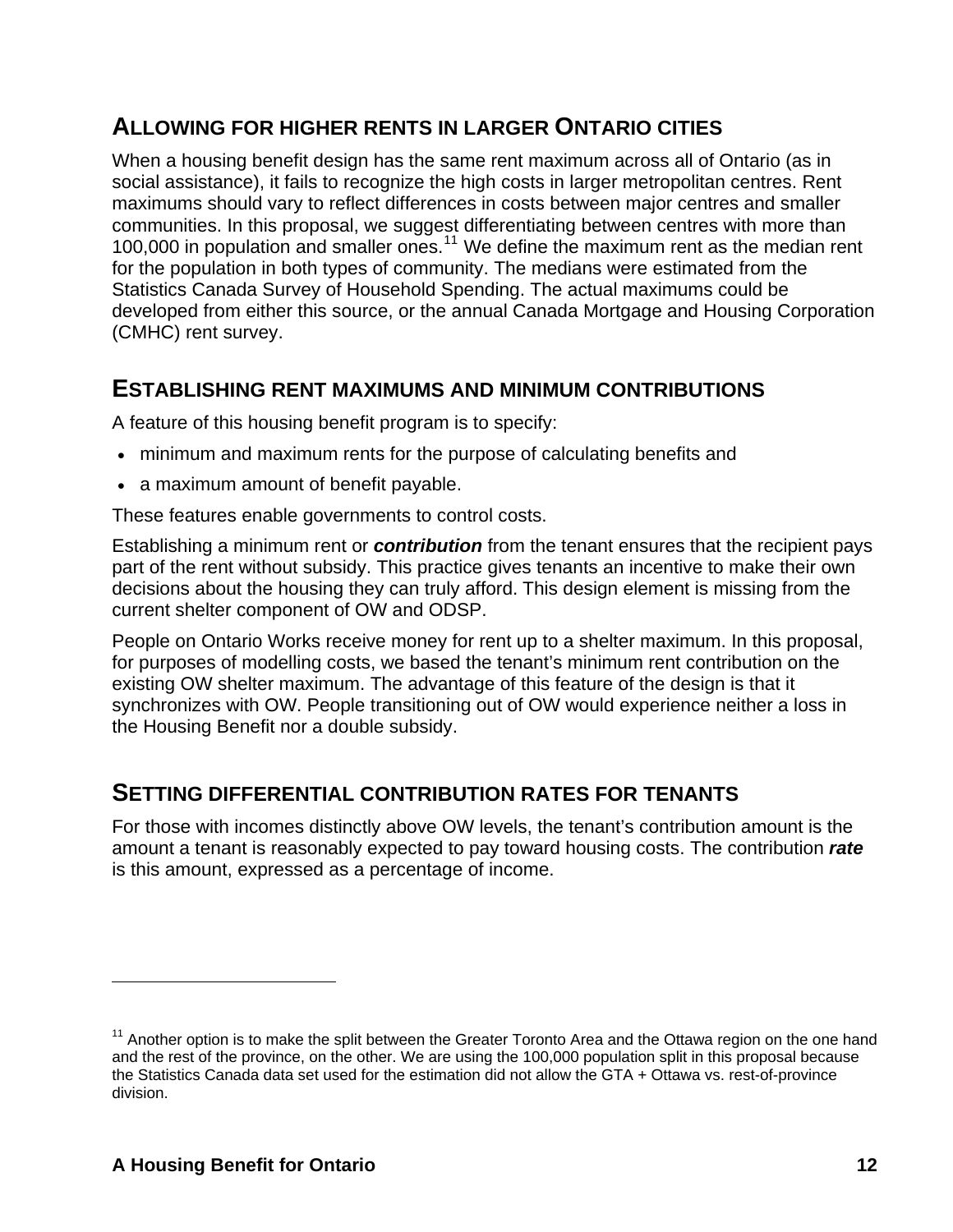## ALLOWING FOR HIGHER RENTS IN LARGER ONTARIO CITIES

When a housing benefit design has the same rent maximum across all of Ontario (as in social assistance), it fails to recognize the high costs in larger metropolitan centres. Rent maximums should vary to reflect differences in costs between major centres and smaller communities. In this proposal, we suggest differentiating between centres with more than 100,000 in population and smaller ones.[11] We define the maximum rent as the median rent for the population in both types of community. The medians were estimated from the Statistics Canada Survey of Household Spending. The actual maximums could be developed from either this source, or the annual Canada Mortgage and Housing Corporation (CMHC) rent survey.

## ESTABLISHING RENT MAXIMUMS AND MINIMUM CONTRIBUTIONS

A feature of this housing benefit program is to specify:

- minimum and maximum rents for the purpose of calculating benefits and
- a maximum amount of benefit payable.

These features enable governments to control costs.

Establishing a minimum rent or ***contribution*** from the tenant ensures that the recipient pays part of the rent without subsidy. This practice gives tenants an incentive to make their own decisions about the housing they can truly afford. This design element is missing from the current shelter component of OW and ODSP.

People on Ontario Works receive money for rent up to a shelter maximum. In this proposal, for purposes of modelling costs, we based the tenant's minimum rent contribution on the existing OW shelter maximum. The advantage of this feature of the design is that it synchronizes with OW. People transitioning out of OW would experience neither a loss in the Housing Benefit nor a double subsidy.

## SETTING DIFFERENTIAL CONTRIBUTION RATES FOR TENANTS

For those with incomes distinctly above OW levels, the tenant's contribution amount is the amount a tenant is reasonably expected to pay toward housing costs. The contribution ***rate*** is this amount, expressed as a percentage of income.

---

[11] Another option is to make the split between the Greater Toronto Area and the Ottawa region on the one hand and the rest of the province, on the other. We are using the 100,000 population split in this proposal because the Statistics Canada data set used for the estimation did not allow the GTA + Ottawa vs. rest-of-province division.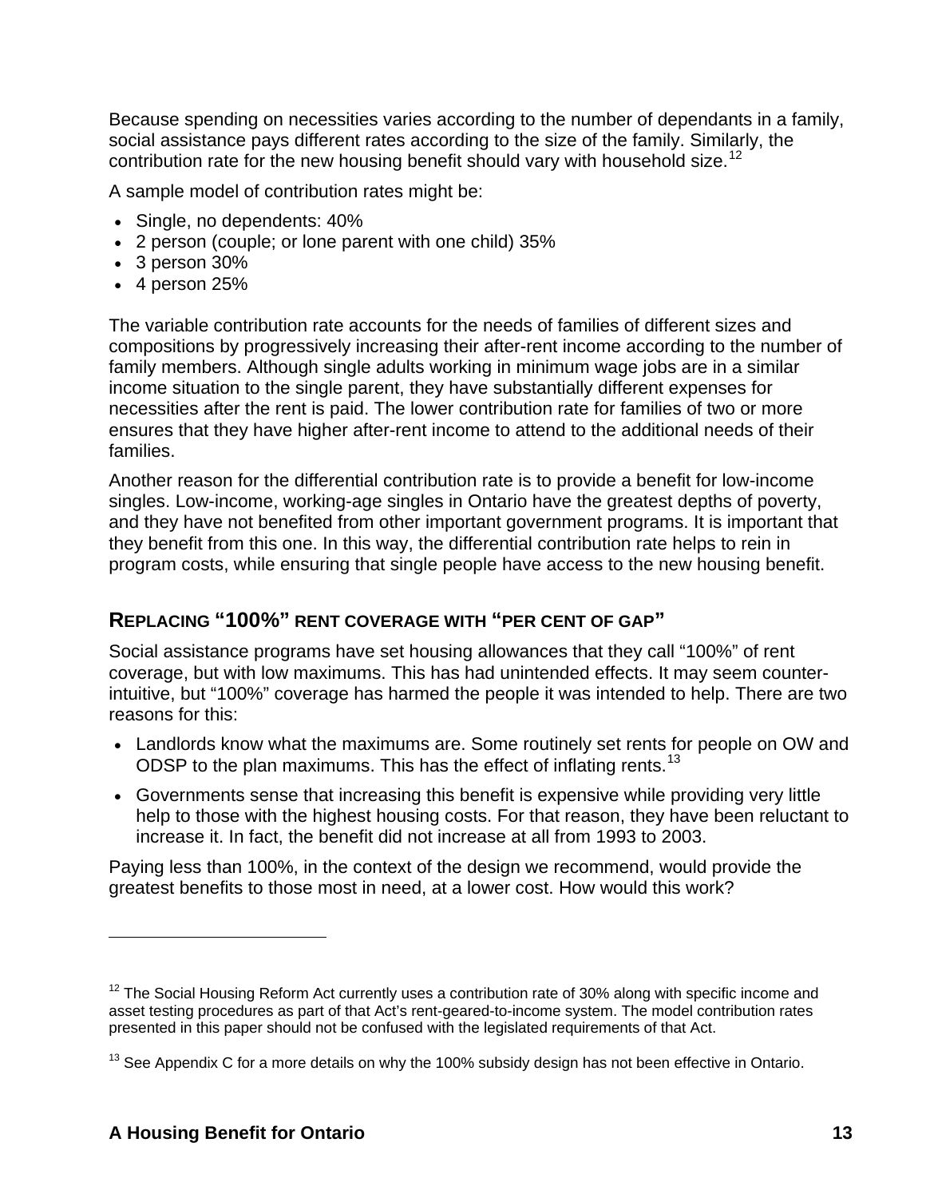Because spending on necessities varies according to the number of dependants in a family, social assistance pays different rates according to the size of the family. Similarly, the contribution rate for the new housing benefit should vary with household size.[12]

A sample model of contribution rates might be:

- Single, no dependents: 40%
- 2 person (couple; or lone parent with one child) 35%
- 3 person 30%
- 4 person 25%

The variable contribution rate accounts for the needs of families of different sizes and compositions by progressively increasing their after-rent income according to the number of family members. Although single adults working in minimum wage jobs are in a similar income situation to the single parent, they have substantially different expenses for necessities after the rent is paid. The lower contribution rate for families of two or more ensures that they have higher after-rent income to attend to the additional needs of their families.

Another reason for the differential contribution rate is to provide a benefit for low-income singles. Low-income, working-age singles in Ontario have the greatest depths of poverty, and they have not benefited from other important government programs. It is important that they benefit from this one. In this way, the differential contribution rate helps to rein in program costs, while ensuring that single people have access to the new housing benefit.

### Replacing "100%" rent coverage with "per cent of gap"

Social assistance programs have set housing allowances that they call "100%" of rent coverage, but with low maximums. This has had unintended effects. It may seem counter-intuitive, but "100%" coverage has harmed the people it was intended to help. There are two reasons for this:

- Landlords know what the maximums are. Some routinely set rents for people on OW and ODSP to the plan maximums. This has the effect of inflating rents.[13]
- Governments sense that increasing this benefit is expensive while providing very little help to those with the highest housing costs. For that reason, they have been reluctant to increase it. In fact, the benefit did not increase at all from 1993 to 2003.

Paying less than 100%, in the context of the design we recommend, would provide the greatest benefits to those most in need, at a lower cost. How would this work?

---

[12] The Social Housing Reform Act currently uses a contribution rate of 30% along with specific income and asset testing procedures as part of that Act's rent-geared-to-income system. The model contribution rates presented in this paper should not be confused with the legislated requirements of that Act.

[13] See Appendix C for a more details on why the 100% subsidy design has not been effective in Ontario.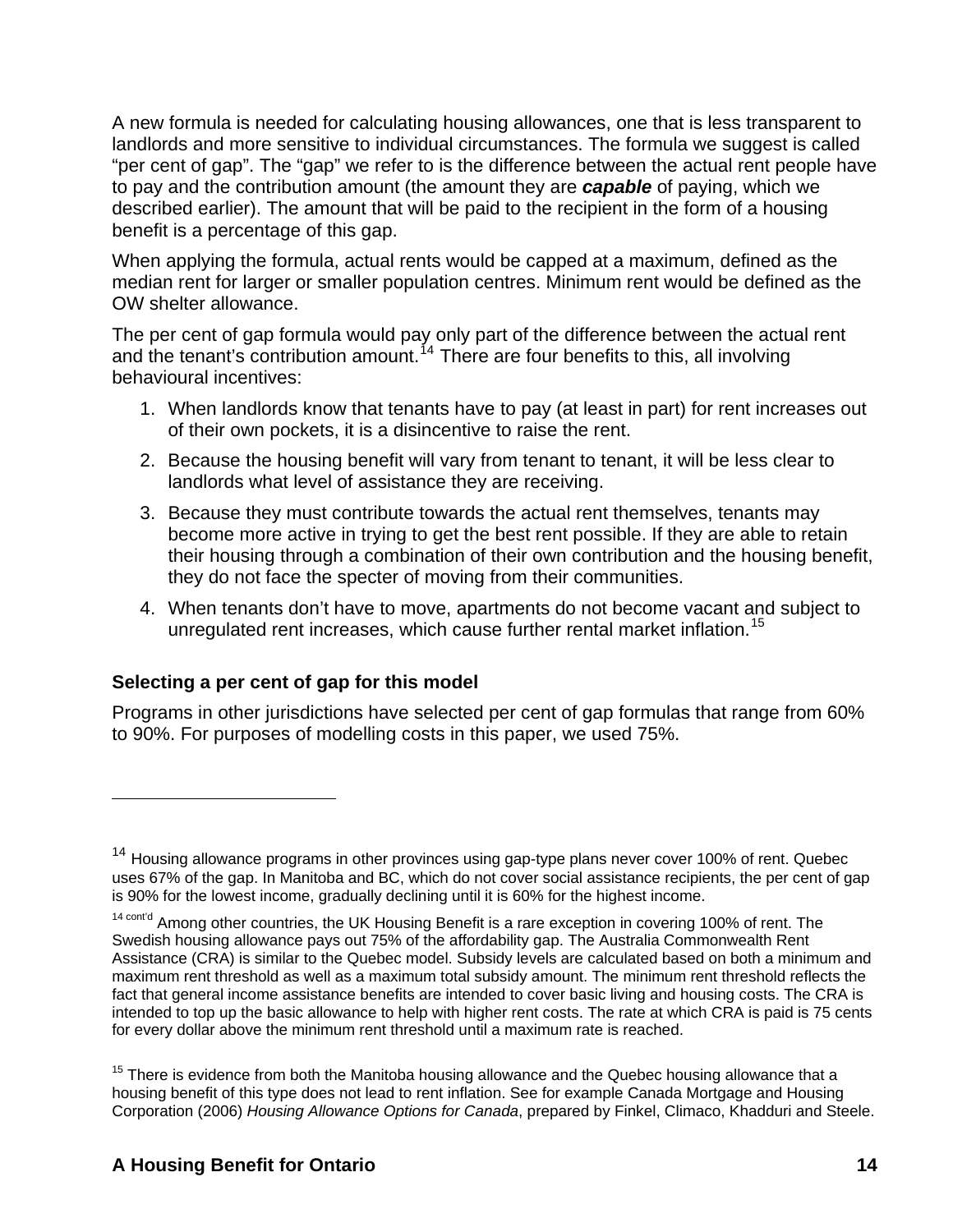A new formula is needed for calculating housing allowances, one that is less transparent to landlords and more sensitive to individual circumstances. The formula we suggest is called "per cent of gap". The "gap" we refer to is the difference between the actual rent people have to pay and the contribution amount (the amount they are ***capable*** of paying, which we described earlier). The amount that will be paid to the recipient in the form of a housing benefit is a percentage of this gap.

When applying the formula, actual rents would be capped at a maximum, defined as the median rent for larger or smaller population centres. Minimum rent would be defined as the OW shelter allowance.

The per cent of gap formula would pay only part of the difference between the actual rent and the tenant's contribution amount.[14] There are four benefits to this, all involving behavioural incentives:

1. When landlords know that tenants have to pay (at least in part) for rent increases out of their own pockets, it is a disincentive to raise the rent.
2. Because the housing benefit will vary from tenant to tenant, it will be less clear to landlords what level of assistance they are receiving.
3. Because they must contribute towards the actual rent themselves, tenants may become more active in trying to get the best rent possible. If they are able to retain their housing through a combination of their own contribution and the housing benefit, they do not face the specter of moving from their communities.
4. When tenants don't have to move, apartments do not become vacant and subject to unregulated rent increases, which cause further rental market inflation.[15]

### Selecting a per cent of gap for this model

Programs in other jurisdictions have selected per cent of gap formulas that range from 60% to 90%. For purposes of modelling costs in this paper, we used 75%.

---

[14] Housing allowance programs in other provinces using gap-type plans never cover 100% of rent. Quebec uses 67% of the gap. In Manitoba and BC, which do not cover social assistance recipients, the per cent of gap is 90% for the lowest income, gradually declining until it is 60% for the highest income.

[14 cont'd] Among other countries, the UK Housing Benefit is a rare exception in covering 100% of rent. The Swedish housing allowance pays out 75% of the affordability gap. The Australia Commonwealth Rent Assistance (CRA) is similar to the Quebec model. Subsidy levels are calculated based on both a minimum and maximum rent threshold as well as a maximum total subsidy amount. The minimum rent threshold reflects the fact that general income assistance benefits are intended to cover basic living and housing costs. The CRA is intended to top up the basic allowance to help with higher rent costs. The rate at which CRA is paid is 75 cents for every dollar above the minimum rent threshold until a maximum rate is reached.

[15] There is evidence from both the Manitoba housing allowance and the Quebec housing allowance that a housing benefit of this type does not lead to rent inflation. See for example Canada Mortgage and Housing Corporation (2006) *Housing Allowance Options for Canada*, prepared by Finkel, Climaco, Khadduri and Steele.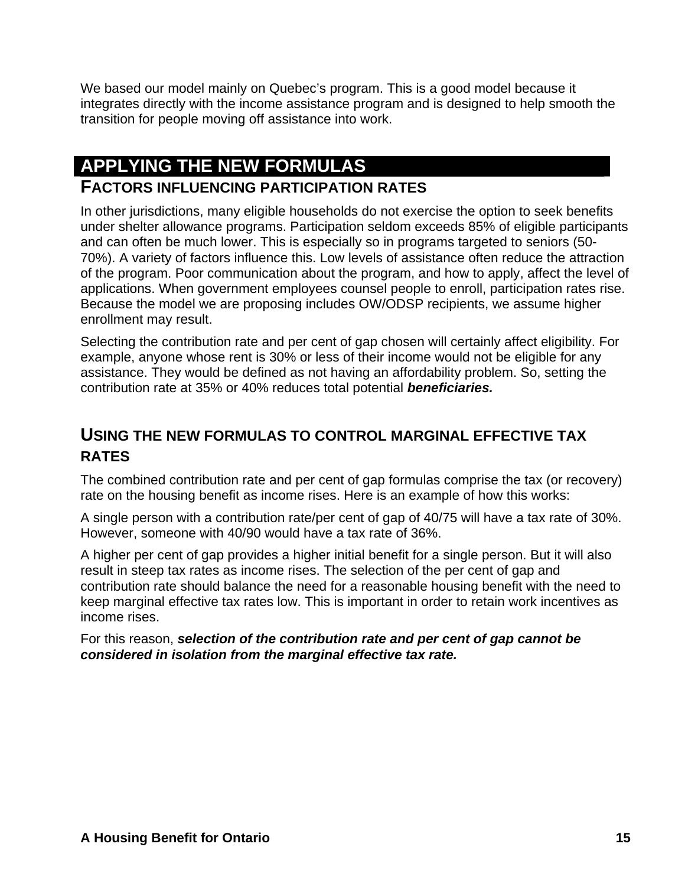We based our model mainly on Quebec's program. This is a good model because it integrates directly with the income assistance program and is designed to help smooth the transition for people moving off assistance into work.

## APPLYING THE NEW FORMULAS

### FACTORS INFLUENCING PARTICIPATION RATES

In other jurisdictions, many eligible households do not exercise the option to seek benefits under shelter allowance programs. Participation seldom exceeds 85% of eligible participants and can often be much lower. This is especially so in programs targeted to seniors (50-70%). A variety of factors influence this. Low levels of assistance often reduce the attraction of the program. Poor communication about the program, and how to apply, affect the level of applications. When government employees counsel people to enroll, participation rates rise. Because the model we are proposing includes OW/ODSP recipients, we assume higher enrollment may result.

Selecting the contribution rate and per cent of gap chosen will certainly affect eligibility. For example, anyone whose rent is 30% or less of their income would not be eligible for any assistance. They would be defined as not having an affordability problem. So, setting the contribution rate at 35% or 40% reduces total potential ***beneficiaries.***

### USING THE NEW FORMULAS TO CONTROL MARGINAL EFFECTIVE TAX RATES

The combined contribution rate and per cent of gap formulas comprise the tax (or recovery) rate on the housing benefit as income rises. Here is an example of how this works:

A single person with a contribution rate/per cent of gap of 40/75 will have a tax rate of 30%. However, someone with 40/90 would have a tax rate of 36%.

A higher per cent of gap provides a higher initial benefit for a single person. But it will also result in steep tax rates as income rises. The selection of the per cent of gap and contribution rate should balance the need for a reasonable housing benefit with the need to keep marginal effective tax rates low. This is important in order to retain work incentives as income rises.

For this reason, ***selection of the contribution rate and per cent of gap cannot be considered in isolation from the marginal effective tax rate.***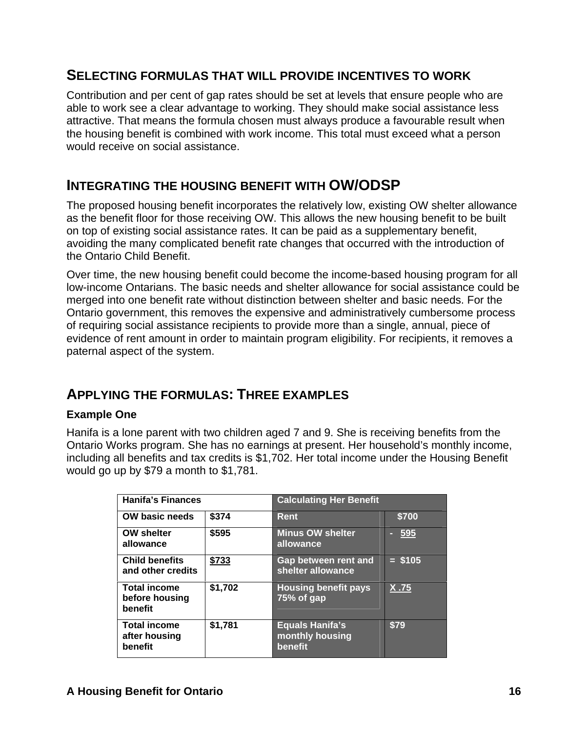## SELECTING FORMULAS THAT WILL PROVIDE INCENTIVES TO WORK

Contribution and per cent of gap rates should be set at levels that ensure people who are able to work see a clear advantage to working. They should make social assistance less attractive. That means the formula chosen must always produce a favourable result when the housing benefit is combined with work income. This total must exceed what a person would receive on social assistance.

## INTEGRATING THE HOUSING BENEFIT WITH OW/ODSP

The proposed housing benefit incorporates the relatively low, existing OW shelter allowance as the benefit floor for those receiving OW. This allows the new housing benefit to be built on top of existing social assistance rates. It can be paid as a supplementary benefit, avoiding the many complicated benefit rate changes that occurred with the introduction of the Ontario Child Benefit.

Over time, the new housing benefit could become the income-based housing program for all low-income Ontarians. The basic needs and shelter allowance for social assistance could be merged into one benefit rate without distinction between shelter and basic needs. For the Ontario government, this removes the expensive and administratively cumbersome process of requiring social assistance recipients to provide more than a single, annual, piece of evidence of rent amount in order to maintain program eligibility. For recipients, it removes a paternal aspect of the system.

## APPLYING THE FORMULAS: THREE EXAMPLES

### Example One

Hanifa is a lone parent with two children aged 7 and 9. She is receiving benefits from the Ontario Works program. She has no earnings at present. Her household's monthly income, including all benefits and tax credits is $1,702. Her total income under the Housing Benefit would go up by $79 a month to $1,781.

| Hanifa's Finances | | Calculating Her Benefit | |
|---|---|---|---|
| OW basic needs | $374 | Rent | $700 |
| OW shelter allowance | $595 | Minus OW shelter allowance | - 595 |
| Child benefits and other credits | $733 | Gap between rent and shelter allowance | = $105 |
| Total income before housing benefit | $1,702 | Housing benefit pays 75% of gap | X .75 |
| Total income after housing benefit | $1,781 | Equals Hanifa's monthly housing benefit | $79 |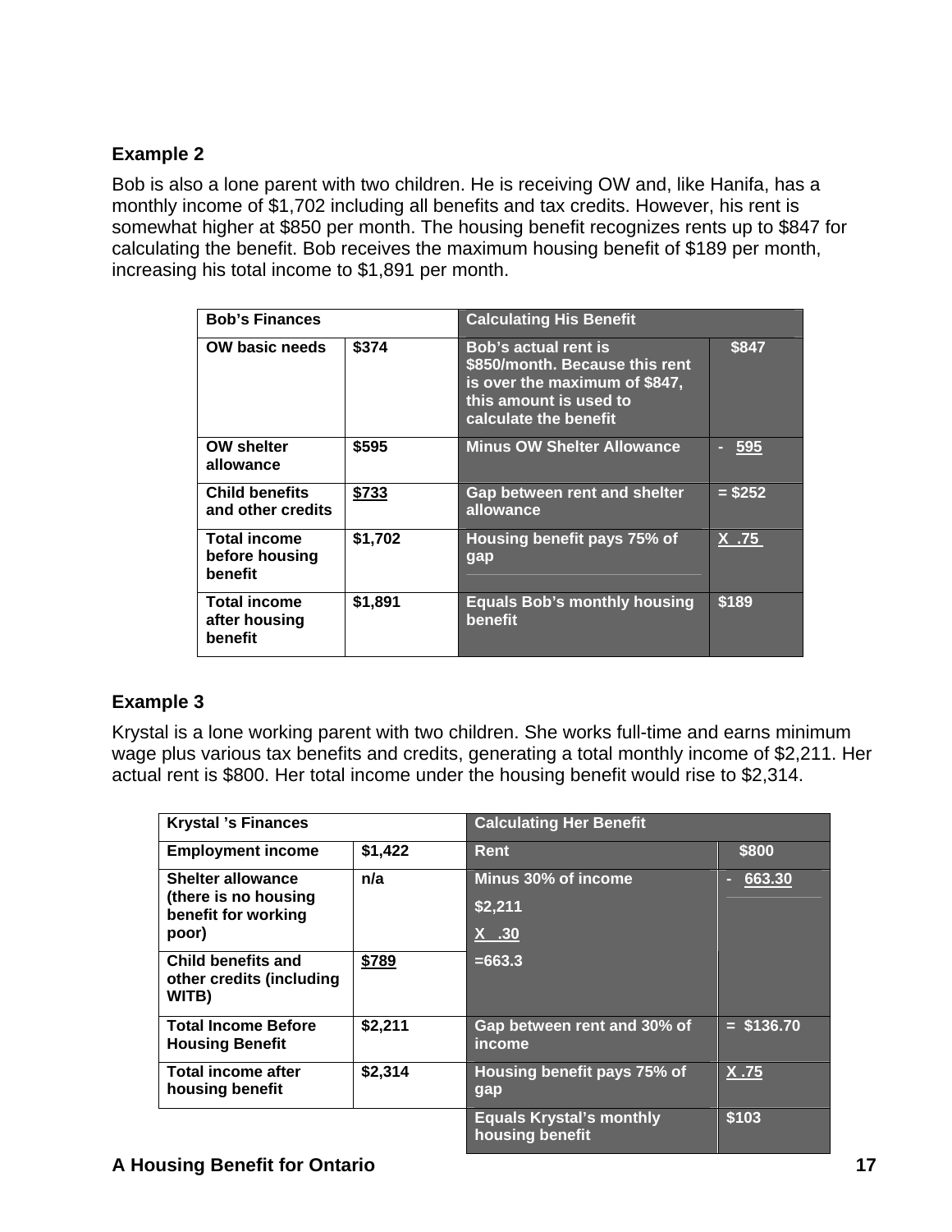### Example 2

Bob is also a lone parent with two children. He is receiving OW and, like Hanifa, has a monthly income of $1,702 including all benefits and tax credits. However, his rent is somewhat higher at $850 per month. The housing benefit recognizes rents up to $847 for calculating the benefit. Bob receives the maximum housing benefit of $189 per month, increasing his total income to $1,891 per month.

| Bob's Finances | | Calculating His Benefit | |
|---|---|---|---|
| **OW basic needs** | **$374** | **Bob's actual rent is $850/month. Because this rent is over the maximum of $847, this amount is used to calculate the benefit** | **$847** |
| **OW shelter allowance** | **$595** | **Minus OW Shelter Allowance** | **- 595** |
| **Child benefits and other credits** | **$733** | **Gap between rent and shelter allowance** | **= $252** |
| **Total income before housing benefit** | **$1,702** | **Housing benefit pays 75% of gap** | **X .75** |
| **Total income after housing benefit** | **$1,891** | **Equals Bob's monthly housing benefit** | **$189** |

### Example 3

Krystal is a lone working parent with two children. She works full-time and earns minimum wage plus various tax benefits and credits, generating a total monthly income of $2,211. Her actual rent is $800. Her total income under the housing benefit would rise to $2,314.

| Krystal 's Finances | | Calculating Her Benefit | |
|---|---|---|---|
| **Employment income** | **$1,422** | **Rent** | **$800** |
| **Shelter allowance (there is no housing benefit for working poor)** | **n/a** | **Minus 30% of income**<br>**$2,211**<br>**X .30** | **- 663.30** |
| **Child benefits and other credits (including WITB)** | **$789** | **=663.3** | |
| **Total Income Before Housing Benefit** | **$2,211** | **Gap between rent and 30% of income** | **= $136.70** |
| **Total income after housing benefit** | **$2,314** | **Housing benefit pays 75% of gap** | **X .75** |
| | | **Equals Krystal's monthly housing benefit** | **$103** |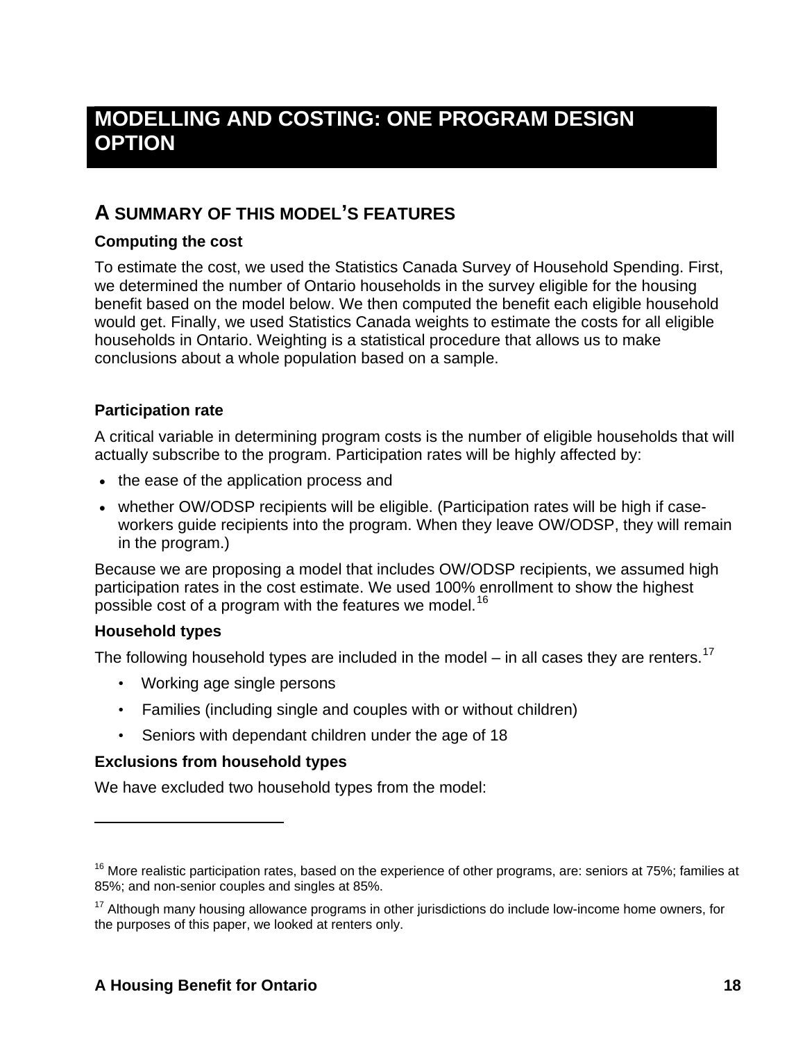# MODELLING AND COSTING: ONE PROGRAM DESIGN OPTION

## A SUMMARY OF THIS MODEL'S FEATURES

### Computing the cost

To estimate the cost, we used the Statistics Canada Survey of Household Spending. First, we determined the number of Ontario households in the survey eligible for the housing benefit based on the model below. We then computed the benefit each eligible household would get. Finally, we used Statistics Canada weights to estimate the costs for all eligible households in Ontario. Weighting is a statistical procedure that allows us to make conclusions about a whole population based on a sample.

### Participation rate

A critical variable in determining program costs is the number of eligible households that will actually subscribe to the program. Participation rates will be highly affected by:

- the ease of the application process and
- whether OW/ODSP recipients will be eligible. (Participation rates will be high if case-workers guide recipients into the program. When they leave OW/ODSP, they will remain in the program.)

Because we are proposing a model that includes OW/ODSP recipients, we assumed high participation rates in the cost estimate. We used 100% enrollment to show the highest possible cost of a program with the features we model.[16]

### Household types

The following household types are included in the model – in all cases they are renters.[17]

- Working age single persons
- Families (including single and couples with or without children)
- Seniors with dependant children under the age of 18

### Exclusions from household types

We have excluded two household types from the model:

---

[16] More realistic participation rates, based on the experience of other programs, are: seniors at 75%; families at 85%; and non-senior couples and singles at 85%.

[17] Although many housing allowance programs in other jurisdictions do include low-income home owners, for the purposes of this paper, we looked at renters only.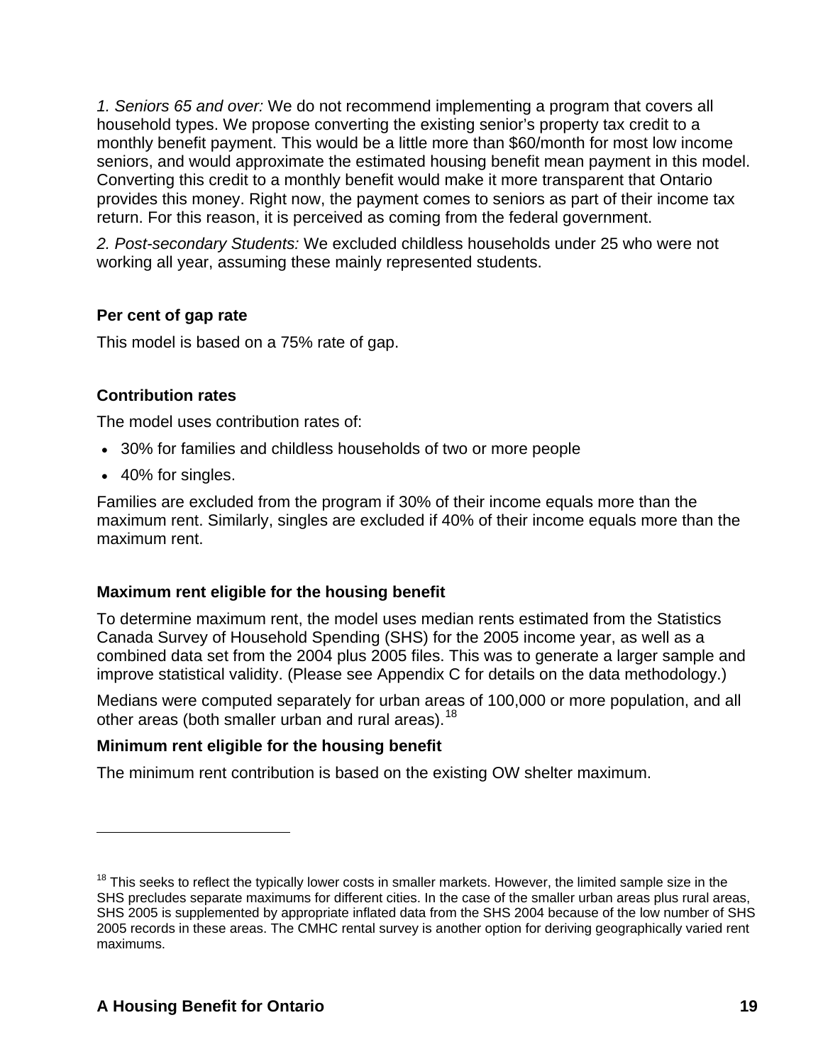*1. Seniors 65 and over:* We do not recommend implementing a program that covers all household types. We propose converting the existing senior's property tax credit to a monthly benefit payment. This would be a little more than $60/month for most low income seniors, and would approximate the estimated housing benefit mean payment in this model. Converting this credit to a monthly benefit would make it more transparent that Ontario provides this money. Right now, the payment comes to seniors as part of their income tax return. For this reason, it is perceived as coming from the federal government.

*2. Post-secondary Students:* We excluded childless households under 25 who were not working all year, assuming these mainly represented students.

### Per cent of gap rate

This model is based on a 75% rate of gap.

### Contribution rates

The model uses contribution rates of:

- 30% for families and childless households of two or more people
- 40% for singles.

Families are excluded from the program if 30% of their income equals more than the maximum rent. Similarly, singles are excluded if 40% of their income equals more than the maximum rent.

### Maximum rent eligible for the housing benefit

To determine maximum rent, the model uses median rents estimated from the Statistics Canada Survey of Household Spending (SHS) for the 2005 income year, as well as a combined data set from the 2004 plus 2005 files. This was to generate a larger sample and improve statistical validity. (Please see Appendix C for details on the data methodology.)

Medians were computed separately for urban areas of 100,000 or more population, and all other areas (both smaller urban and rural areas).[18]

### Minimum rent eligible for the housing benefit

The minimum rent contribution is based on the existing OW shelter maximum.

---

[18] This seeks to reflect the typically lower costs in smaller markets. However, the limited sample size in the SHS precludes separate maximums for different cities. In the case of the smaller urban areas plus rural areas, SHS 2005 is supplemented by appropriate inflated data from the SHS 2004 because of the low number of SHS 2005 records in these areas. The CMHC rental survey is another option for deriving geographically varied rent maximums.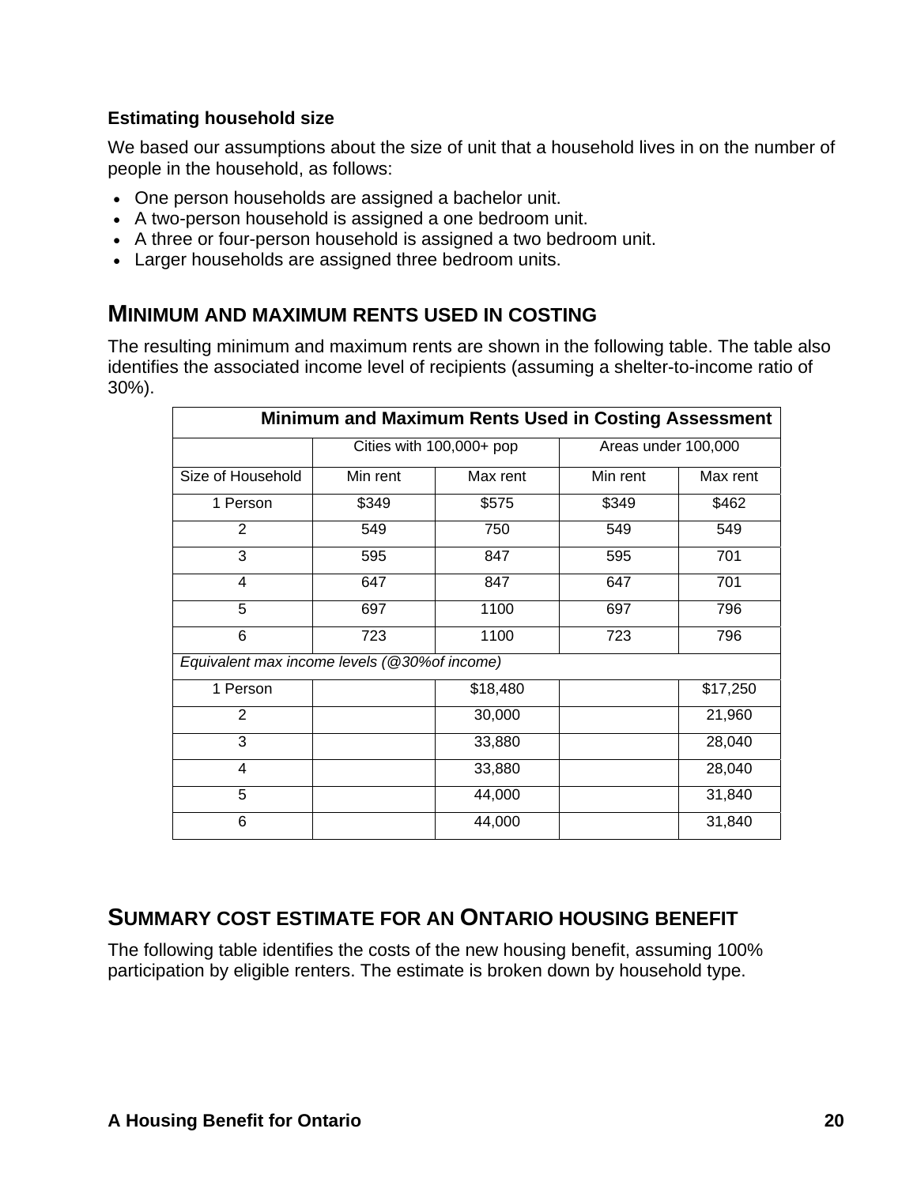### Estimating household size

We based our assumptions about the size of unit that a household lives in on the number of people in the household, as follows:

- One person households are assigned a bachelor unit.
- A two-person household is assigned a one bedroom unit.
- A three or four-person household is assigned a two bedroom unit.
- Larger households are assigned three bedroom units.

## MINIMUM AND MAXIMUM RENTS USED IN COSTING

The resulting minimum and maximum rents are shown in the following table. The table also identifies the associated income level of recipients (assuming a shelter-to-income ratio of 30%).

| Minimum and Maximum Rents Used in Costing Assessment | | | | |
|---|---|---|---|---|
| | Cities with 100,000+ pop | | Areas under 100,000 | |
| Size of Household | Min rent | Max rent | Min rent | Max rent |
| 1 Person | $349 | $575 | $349 | $462 |
| 2 | 549 | 750 | 549 | 549 |
| 3 | 595 | 847 | 595 | 701 |
| 4 | 647 | 847 | 647 | 701 |
| 5 | 697 | 1100 | 697 | 796 |
| 6 | 723 | 1100 | 723 | 796 |
| *Equivalent max income levels (@30%of income)* | | | | |
| 1 Person | | $18,480 | | $17,250 |
| 2 | | 30,000 | | 21,960 |
| 3 | | 33,880 | | 28,040 |
| 4 | | 33,880 | | 28,040 |
| 5 | | 44,000 | | 31,840 |
| 6 | | 44,000 | | 31,840 |

## SUMMARY COST ESTIMATE FOR AN ONTARIO HOUSING BENEFIT

The following table identifies the costs of the new housing benefit, assuming 100% participation by eligible renters. The estimate is broken down by household type.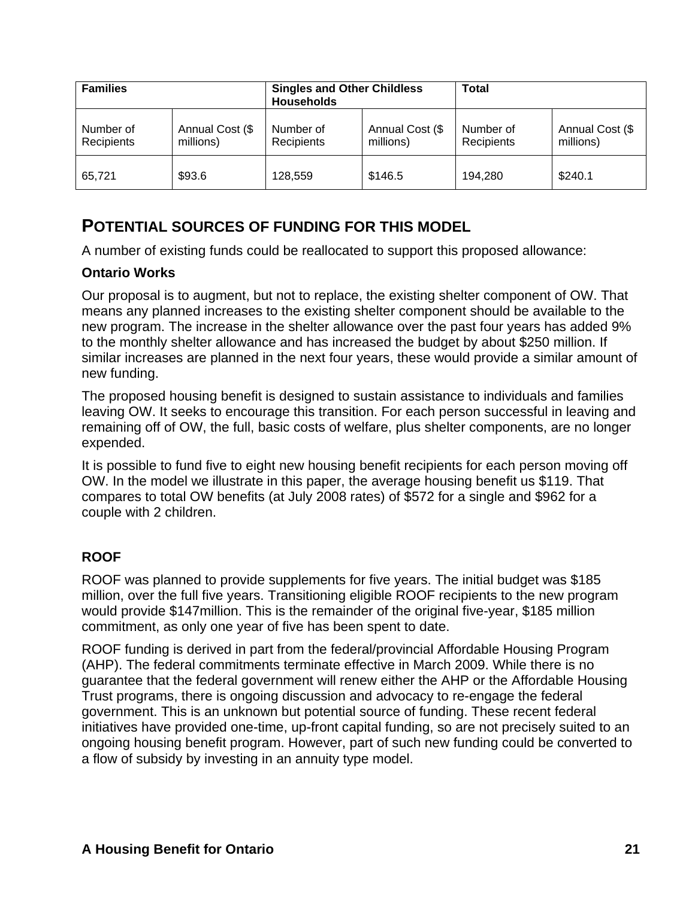| Families | | Singles and Other Childless Households | | Total | |
|---|---|---|---|---|---|
| Number of Recipients | Annual Cost ($ millions) | Number of Recipients | Annual Cost ($ millions) | Number of Recipients | Annual Cost ($ millions) |
| 65,721 | $93.6 | 128,559 | $146.5 | 194,280 | $240.1 |

## POTENTIAL SOURCES OF FUNDING FOR THIS MODEL

A number of existing funds could be reallocated to support this proposed allowance:

**Ontario Works**

Our proposal is to augment, but not to replace, the existing shelter component of OW. That means any planned increases to the existing shelter component should be available to the new program. The increase in the shelter allowance over the past four years has added 9% to the monthly shelter allowance and has increased the budget by about $250 million. If similar increases are planned in the next four years, these would provide a similar amount of new funding.

The proposed housing benefit is designed to sustain assistance to individuals and families leaving OW. It seeks to encourage this transition. For each person successful in leaving and remaining off of OW, the full, basic costs of welfare, plus shelter components, are no longer expended.

It is possible to fund five to eight new housing benefit recipients for each person moving off OW. In the model we illustrate in this paper, the average housing benefit us $119. That compares to total OW benefits (at July 2008 rates) of $572 for a single and $962 for a couple with 2 children.

**ROOF**

ROOF was planned to provide supplements for five years. The initial budget was $185 million, over the full five years. Transitioning eligible ROOF recipients to the new program would provide $147million. This is the remainder of the original five-year, $185 million commitment, as only one year of five has been spent to date.

ROOF funding is derived in part from the federal/provincial Affordable Housing Program (AHP). The federal commitments terminate effective in March 2009. While there is no guarantee that the federal government will renew either the AHP or the Affordable Housing Trust programs, there is ongoing discussion and advocacy to re-engage the federal government. This is an unknown but potential source of funding. These recent federal initiatives have provided one-time, up-front capital funding, so are not precisely suited to an ongoing housing benefit program. However, part of such new funding could be converted to a flow of subsidy by investing in an annuity type model.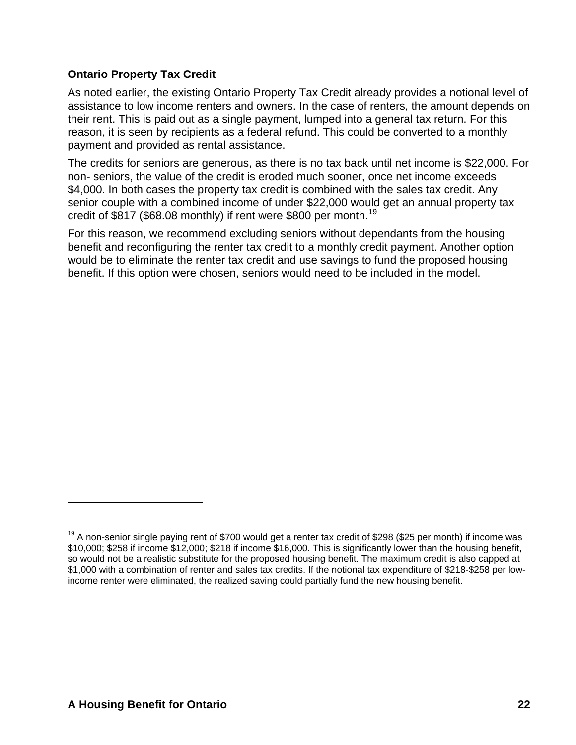**Ontario Property Tax Credit**

As noted earlier, the existing Ontario Property Tax Credit already provides a notional level of assistance to low income renters and owners. In the case of renters, the amount depends on their rent. This is paid out as a single payment, lumped into a general tax return. For this reason, it is seen by recipients as a federal refund. This could be converted to a monthly payment and provided as rental assistance.

The credits for seniors are generous, as there is no tax back until net income is $22,000. For non- seniors, the value of the credit is eroded much sooner, once net income exceeds $4,000. In both cases the property tax credit is combined with the sales tax credit. Any senior couple with a combined income of under $22,000 would get an annual property tax credit of $817 ($68.08 monthly) if rent were $800 per month.[19]

For this reason, we recommend excluding seniors without dependants from the housing benefit and reconfiguring the renter tax credit to a monthly credit payment. Another option would be to eliminate the renter tax credit and use savings to fund the proposed housing benefit. If this option were chosen, seniors would need to be included in the model.

---

[19] A non-senior single paying rent of $700 would get a renter tax credit of $298 ($25 per month) if income was $10,000; $258 if income $12,000; $218 if income $16,000. This is significantly lower than the housing benefit, so would not be a realistic substitute for the proposed housing benefit. The maximum credit is also capped at $1,000 with a combination of renter and sales tax credits. If the notional tax expenditure of $218-$258 per low-income renter were eliminated, the realized saving could partially fund the new housing benefit.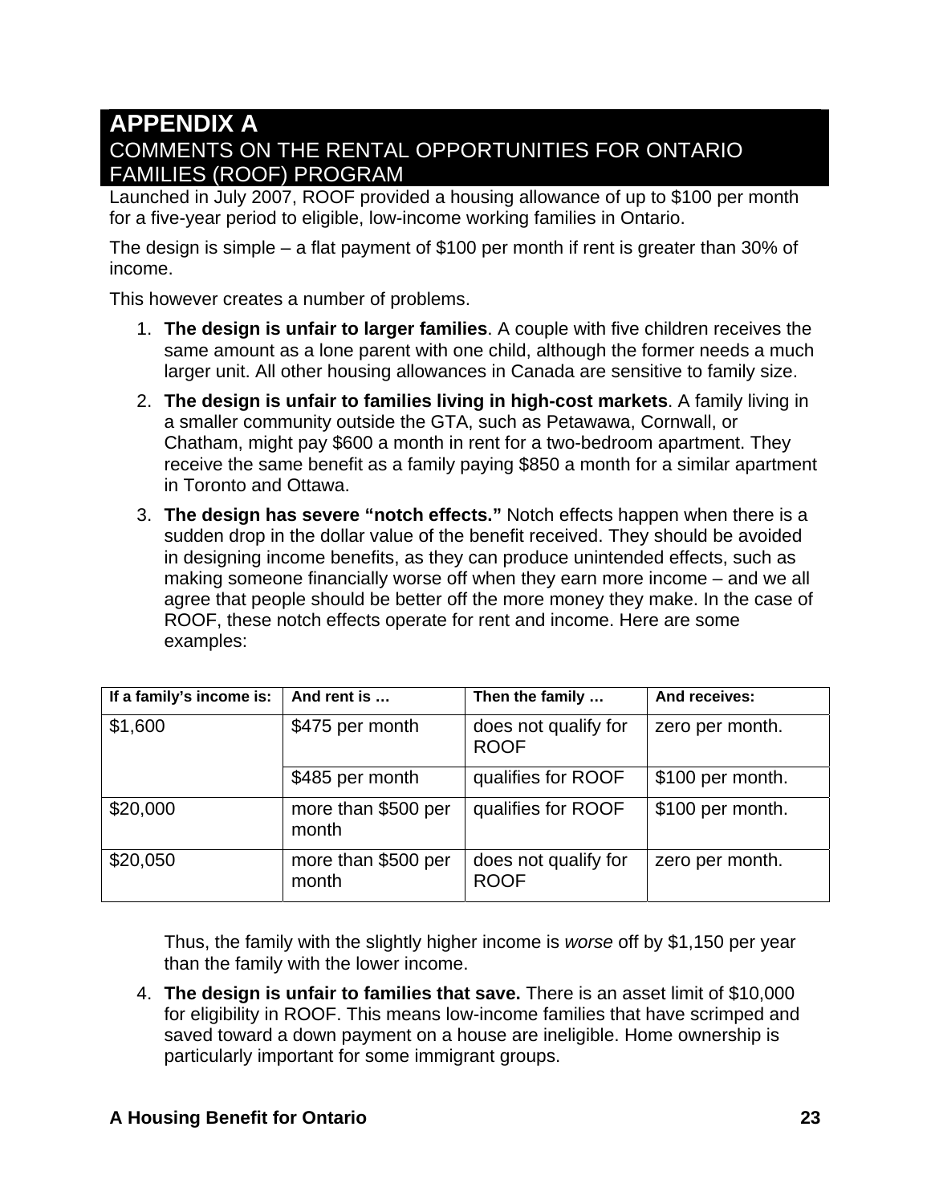# APPENDIX A
## COMMENTS ON THE RENTAL OPPORTUNITIES FOR ONTARIO FAMILIES (ROOF) PROGRAM

Launched in July 2007, ROOF provided a housing allowance of up to $100 per month for a five-year period to eligible, low-income working families in Ontario.

The design is simple – a flat payment of $100 per month if rent is greater than 30% of income.

This however creates a number of problems.

1. **The design is unfair to larger families**. A couple with five children receives the same amount as a lone parent with one child, although the former needs a much larger unit. All other housing allowances in Canada are sensitive to family size.
2. **The design is unfair to families living in high-cost markets**. A family living in a smaller community outside the GTA, such as Petawawa, Cornwall, or Chatham, might pay $600 a month in rent for a two-bedroom apartment. They receive the same benefit as a family paying $850 a month for a similar apartment in Toronto and Ottawa.
3. **The design has severe "notch effects."** Notch effects happen when there is a sudden drop in the dollar value of the benefit received. They should be avoided in designing income benefits, as they can produce unintended effects, such as making someone financially worse off when they earn more income – and we all agree that people should be better off the more money they make. In the case of ROOF, these notch effects operate for rent and income. Here are some examples:

| If a family's income is: | And rent is … | Then the family … | And receives: |
|---|---|---|---|
| $1,600 | $475 per month | does not qualify for ROOF | zero per month. |
| | $485 per month | qualifies for ROOF | $100 per month. |
| $20,000 | more than $500 per month | qualifies for ROOF | $100 per month. |
| $20,050 | more than $500 per month | does not qualify for ROOF | zero per month. |

Thus, the family with the slightly higher income is *worse* off by $1,150 per year than the family with the lower income.

4. **The design is unfair to families that save.** There is an asset limit of $10,000 for eligibility in ROOF. This means low-income families that have scrimped and saved toward a down payment on a house are ineligible. Home ownership is particularly important for some immigrant groups.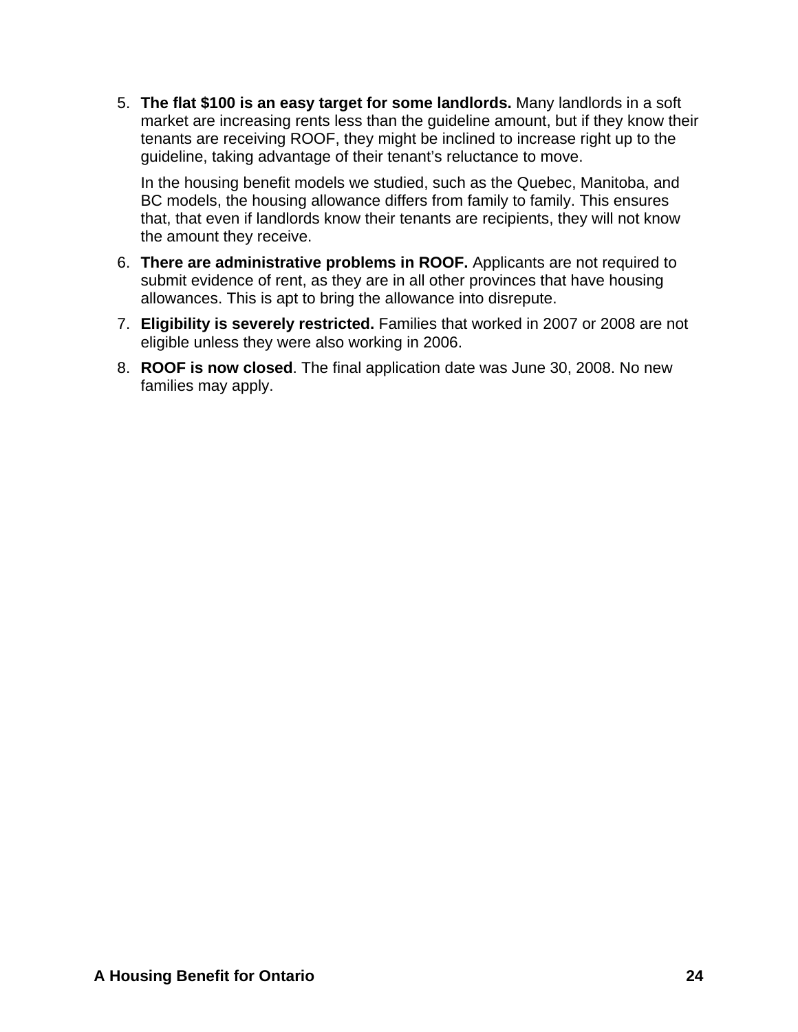5. **The flat $100 is an easy target for some landlords.** Many landlords in a soft market are increasing rents less than the guideline amount, but if they know their tenants are receiving ROOF, they might be inclined to increase right up to the guideline, taking advantage of their tenant's reluctance to move.

   In the housing benefit models we studied, such as the Quebec, Manitoba, and BC models, the housing allowance differs from family to family. This ensures that, that even if landlords know their tenants are recipients, they will not know the amount they receive.

6. **There are administrative problems in ROOF.** Applicants are not required to submit evidence of rent, as they are in all other provinces that have housing allowances. This is apt to bring the allowance into disrepute.

7. **Eligibility is severely restricted.** Families that worked in 2007 or 2008 are not eligible unless they were also working in 2006.

8. **ROOF is now closed**. The final application date was June 30, 2008. No new families may apply.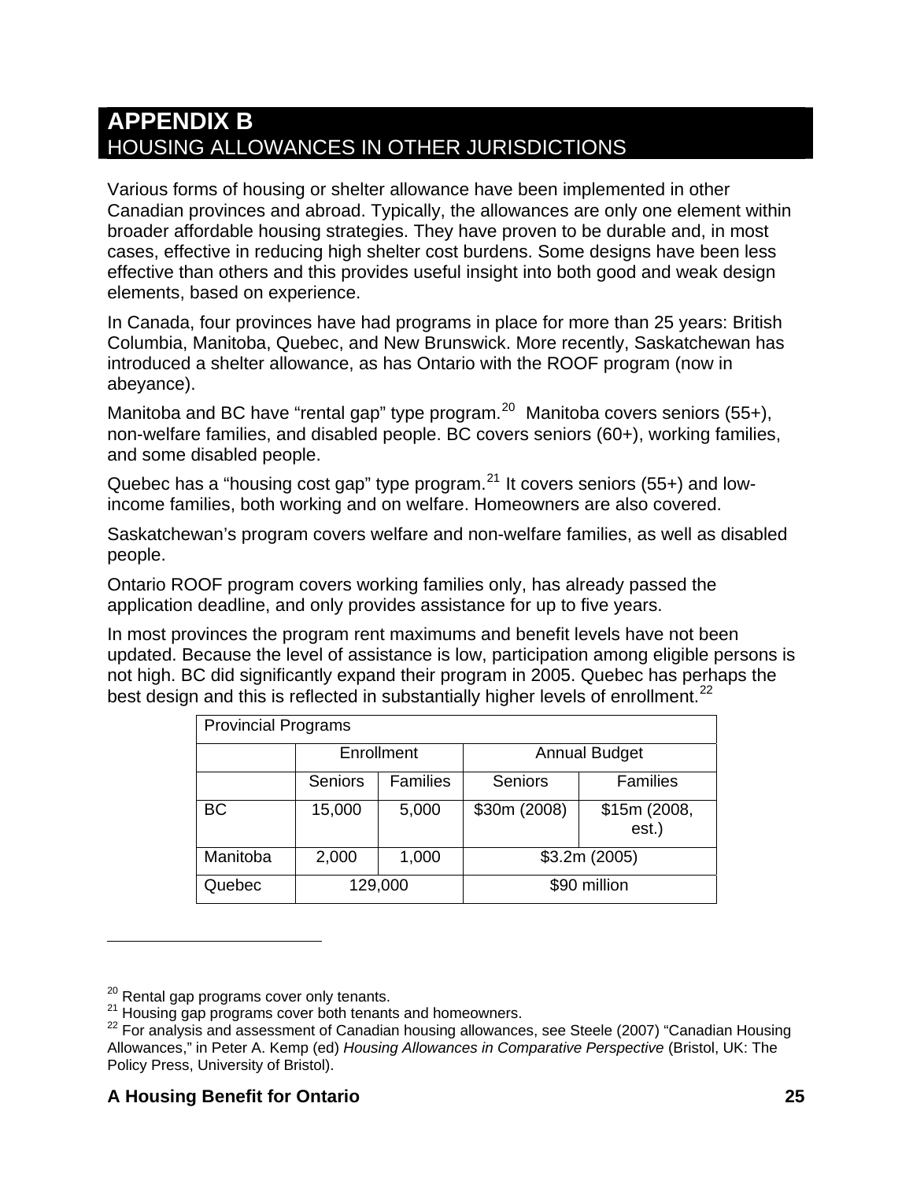# APPENDIX B
## HOUSING ALLOWANCES IN OTHER JURISDICTIONS

Various forms of housing or shelter allowance have been implemented in other Canadian provinces and abroad. Typically, the allowances are only one element within broader affordable housing strategies. They have proven to be durable and, in most cases, effective in reducing high shelter cost burdens. Some designs have been less effective than others and this provides useful insight into both good and weak design elements, based on experience.

In Canada, four provinces have had programs in place for more than 25 years: British Columbia, Manitoba, Quebec, and New Brunswick. More recently, Saskatchewan has introduced a shelter allowance, as has Ontario with the ROOF program (now in abeyance).

Manitoba and BC have "rental gap" type program.[20] Manitoba covers seniors (55+), non-welfare families, and disabled people. BC covers seniors (60+), working families, and some disabled people.

Quebec has a "housing cost gap" type program.[21] It covers seniors (55+) and low-income families, both working and on welfare. Homeowners are also covered.

Saskatchewan's program covers welfare and non-welfare families, as well as disabled people.

Ontario ROOF program covers working families only, has already passed the application deadline, and only provides assistance for up to five years.

In most provinces the program rent maximums and benefit levels have not been updated. Because the level of assistance is low, participation among eligible persons is not high. BC did significantly expand their program in 2005. Quebec has perhaps the best design and this is reflected in substantially higher levels of enrollment.[22]

| Provincial Programs | | | | |
|---|---|---|---|---|
| | Enrollment | | Annual Budget | |
| | Seniors | Families | Seniors | Families |
| BC | 15,000 | 5,000 | $30m (2008) | $15m (2008, est.) |
| Manitoba | 2,000 | 1,000 | $3.2m (2005) | |
| Quebec | 129,000 | | $90 million | |

[20] Rental gap programs cover only tenants.

[21] Housing gap programs cover both tenants and homeowners.

[22] For analysis and assessment of Canadian housing allowances, see Steele (2007) "Canadian Housing Allowances," in Peter A. Kemp (ed) *Housing Allowances in Comparative Perspective* (Bristol, UK: The Policy Press, University of Bristol).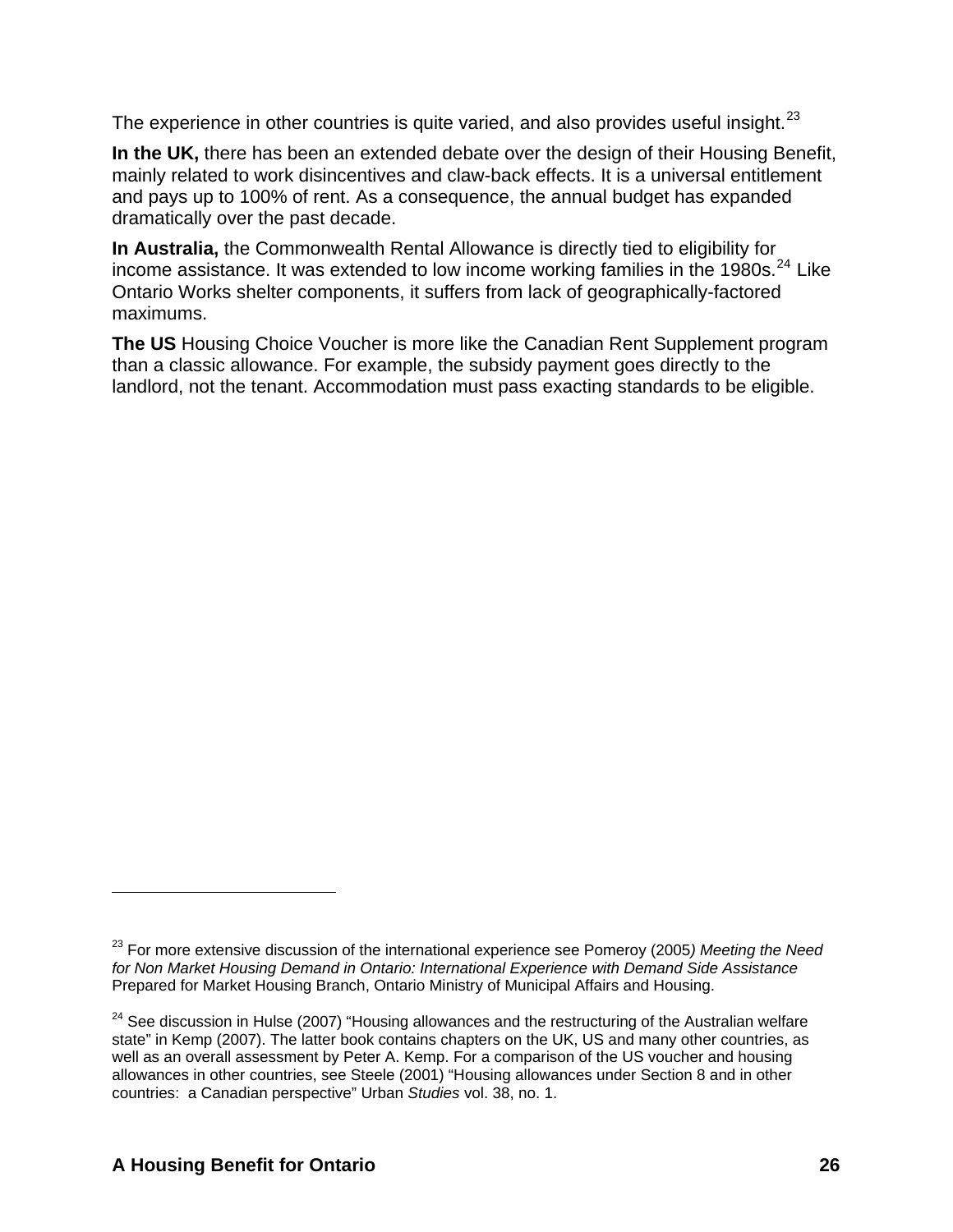The experience in other countries is quite varied, and also provides useful insight.[23]

**In the UK,** there has been an extended debate over the design of their Housing Benefit, mainly related to work disincentives and claw-back effects. It is a universal entitlement and pays up to 100% of rent. As a consequence, the annual budget has expanded dramatically over the past decade.

**In Australia,** the Commonwealth Rental Allowance is directly tied to eligibility for income assistance. It was extended to low income working families in the 1980s.[24] Like Ontario Works shelter components, it suffers from lack of geographically-factored maximums.

**The US** Housing Choice Voucher is more like the Canadian Rent Supplement program than a classic allowance. For example, the subsidy payment goes directly to the landlord, not the tenant. Accommodation must pass exacting standards to be eligible.

---

[23] For more extensive discussion of the international experience see Pomeroy (2005*) Meeting the Need for Non Market Housing Demand in Ontario: International Experience with Demand Side Assistance* Prepared for Market Housing Branch, Ontario Ministry of Municipal Affairs and Housing.

[24] See discussion in Hulse (2007) "Housing allowances and the restructuring of the Australian welfare state" in Kemp (2007). The latter book contains chapters on the UK, US and many other countries, as well as an overall assessment by Peter A. Kemp. For a comparison of the US voucher and housing allowances in other countries, see Steele (2001) "Housing allowances under Section 8 and in other countries: a Canadian perspective" Urban *Studies* vol. 38, no. 1.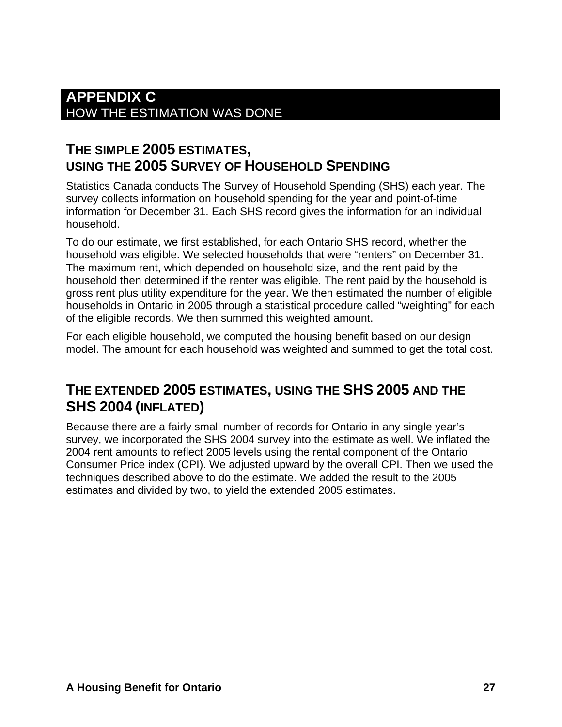# APPENDIX C
HOW THE ESTIMATION WAS DONE

## THE SIMPLE 2005 ESTIMATES, USING THE 2005 SURVEY OF HOUSEHOLD SPENDING

Statistics Canada conducts The Survey of Household Spending (SHS) each year. The survey collects information on household spending for the year and point-of-time information for December 31. Each SHS record gives the information for an individual household.

To do our estimate, we first established, for each Ontario SHS record, whether the household was eligible. We selected households that were "renters" on December 31. The maximum rent, which depended on household size, and the rent paid by the household then determined if the renter was eligible. The rent paid by the household is gross rent plus utility expenditure for the year. We then estimated the number of eligible households in Ontario in 2005 through a statistical procedure called "weighting" for each of the eligible records. We then summed this weighted amount.

For each eligible household, we computed the housing benefit based on our design model. The amount for each household was weighted and summed to get the total cost.

## THE EXTENDED 2005 ESTIMATES, USING THE SHS 2005 AND THE SHS 2004 (INFLATED)

Because there are a fairly small number of records for Ontario in any single year's survey, we incorporated the SHS 2004 survey into the estimate as well. We inflated the 2004 rent amounts to reflect 2005 levels using the rental component of the Ontario Consumer Price index (CPI). We adjusted upward by the overall CPI. Then we used the techniques described above to do the estimate. We added the result to the 2005 estimates and divided by two, to yield the extended 2005 estimates.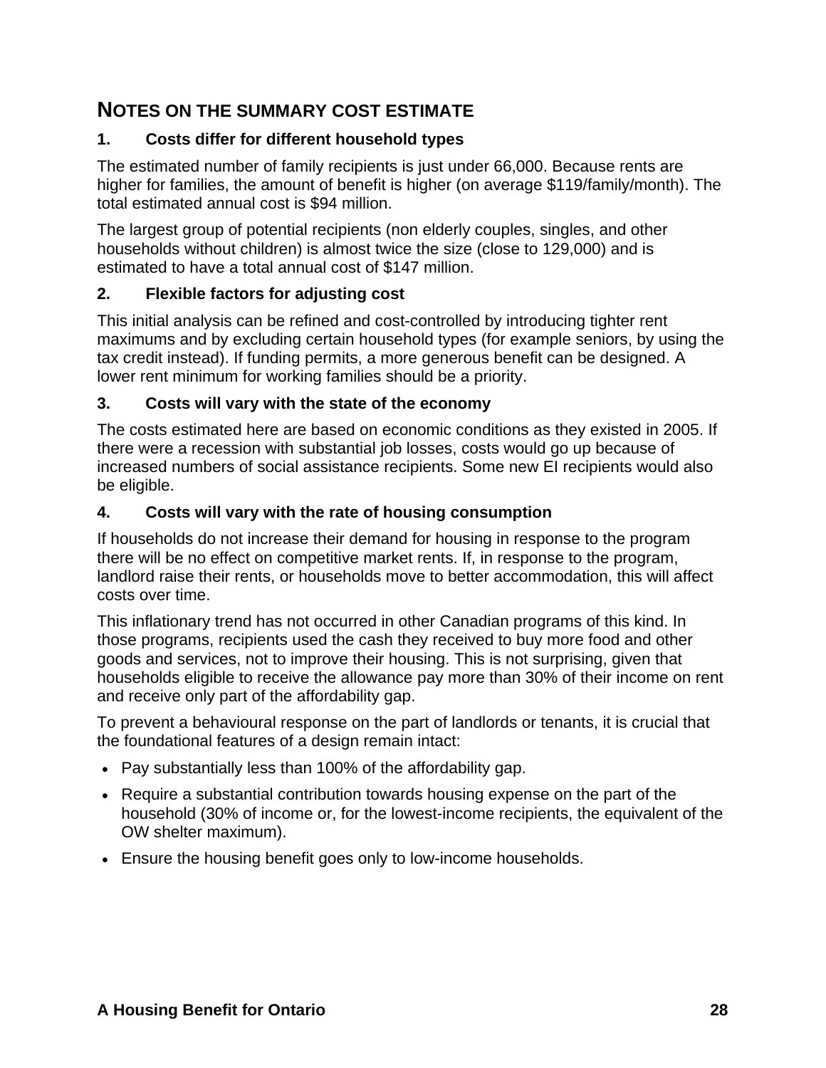## NOTES ON THE SUMMARY COST ESTIMATE

### 1. Costs differ for different household types

The estimated number of family recipients is just under 66,000. Because rents are higher for families, the amount of benefit is higher (on average $119/family/month). The total estimated annual cost is $94 million.

The largest group of potential recipients (non elderly couples, singles, and other households without children) is almost twice the size (close to 129,000) and is estimated to have a total annual cost of $147 million.

### 2. Flexible factors for adjusting cost

This initial analysis can be refined and cost-controlled by introducing tighter rent maximums and by excluding certain household types (for example seniors, by using the tax credit instead). If funding permits, a more generous benefit can be designed. A lower rent minimum for working families should be a priority.

### 3. Costs will vary with the state of the economy

The costs estimated here are based on economic conditions as they existed in 2005. If there were a recession with substantial job losses, costs would go up because of increased numbers of social assistance recipients. Some new EI recipients would also be eligible.

### 4. Costs will vary with the rate of housing consumption

If households do not increase their demand for housing in response to the program there will be no effect on competitive market rents. If, in response to the program, landlord raise their rents, or households move to better accommodation, this will affect costs over time.

This inflationary trend has not occurred in other Canadian programs of this kind. In those programs, recipients used the cash they received to buy more food and other goods and services, not to improve their housing. This is not surprising, given that households eligible to receive the allowance pay more than 30% of their income on rent and receive only part of the affordability gap.

To prevent a behavioural response on the part of landlords or tenants, it is crucial that the foundational features of a design remain intact:

- Pay substantially less than 100% of the affordability gap.
- Require a substantial contribution towards housing expense on the part of the household (30% of income or, for the lowest-income recipients, the equivalent of the OW shelter maximum).
- Ensure the housing benefit goes only to low-income households.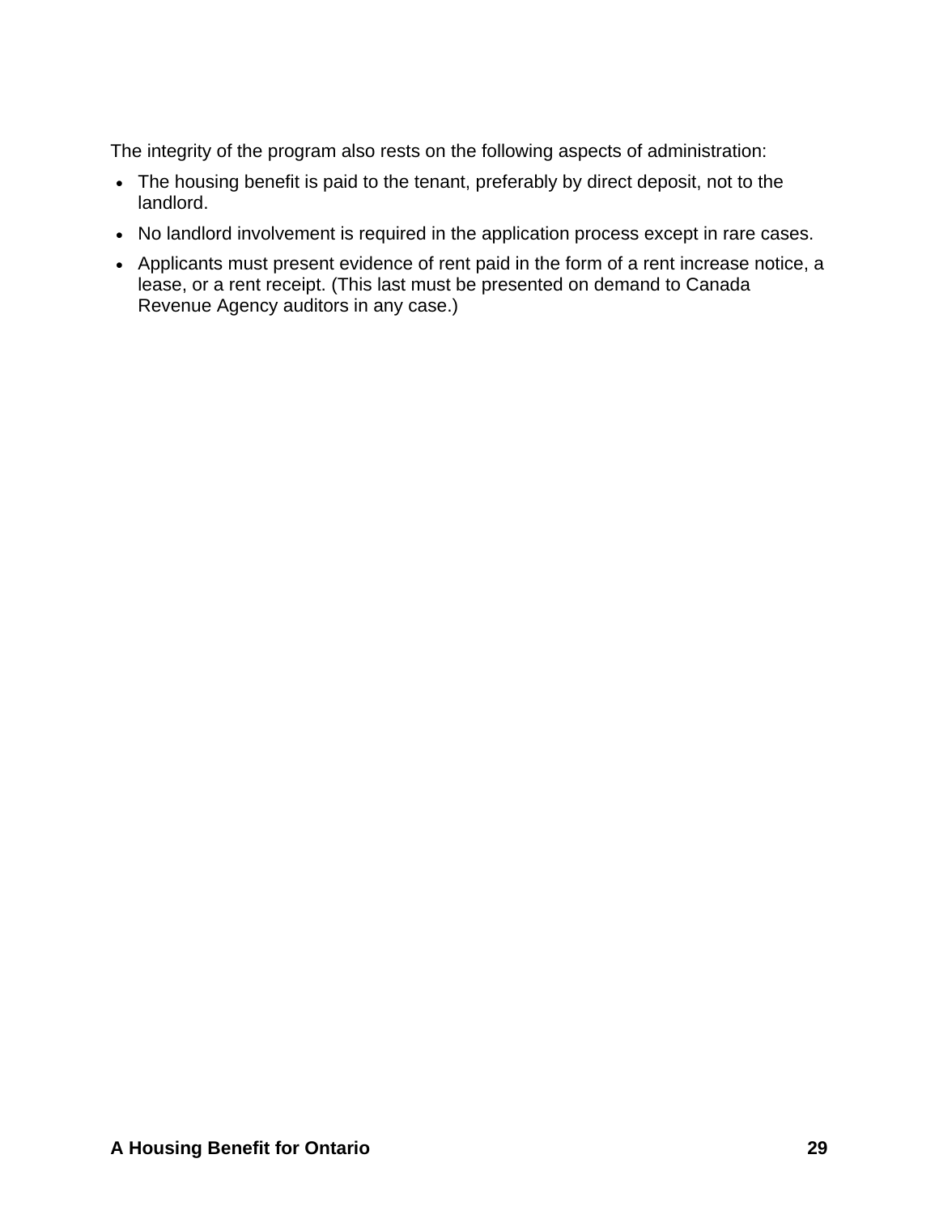The integrity of the program also rests on the following aspects of administration:

- The housing benefit is paid to the tenant, preferably by direct deposit, not to the landlord.
- No landlord involvement is required in the application process except in rare cases.
- Applicants must present evidence of rent paid in the form of a rent increase notice, a lease, or a rent receipt. (This last must be presented on demand to Canada Revenue Agency auditors in any case.)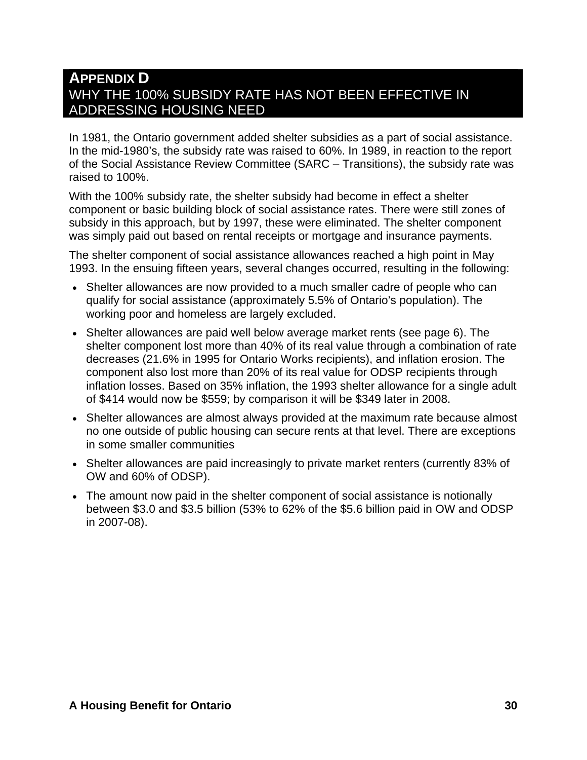# APPENDIX D
## WHY THE 100% SUBSIDY RATE HAS NOT BEEN EFFECTIVE IN ADDRESSING HOUSING NEED

In 1981, the Ontario government added shelter subsidies as a part of social assistance. In the mid-1980's, the subsidy rate was raised to 60%. In 1989, in reaction to the report of the Social Assistance Review Committee (SARC – Transitions), the subsidy rate was raised to 100%.

With the 100% subsidy rate, the shelter subsidy had become in effect a shelter component or basic building block of social assistance rates. There were still zones of subsidy in this approach, but by 1997, these were eliminated. The shelter component was simply paid out based on rental receipts or mortgage and insurance payments.

The shelter component of social assistance allowances reached a high point in May 1993. In the ensuing fifteen years, several changes occurred, resulting in the following:

- Shelter allowances are now provided to a much smaller cadre of people who can qualify for social assistance (approximately 5.5% of Ontario's population). The working poor and homeless are largely excluded.
- Shelter allowances are paid well below average market rents (see page 6). The shelter component lost more than 40% of its real value through a combination of rate decreases (21.6% in 1995 for Ontario Works recipients), and inflation erosion. The component also lost more than 20% of its real value for ODSP recipients through inflation losses. Based on 35% inflation, the 1993 shelter allowance for a single adult of $414 would now be $559; by comparison it will be $349 later in 2008.
- Shelter allowances are almost always provided at the maximum rate because almost no one outside of public housing can secure rents at that level. There are exceptions in some smaller communities
- Shelter allowances are paid increasingly to private market renters (currently 83% of OW and 60% of ODSP).
- The amount now paid in the shelter component of social assistance is notionally between $3.0 and $3.5 billion (53% to 62% of the $5.6 billion paid in OW and ODSP in 2007-08).